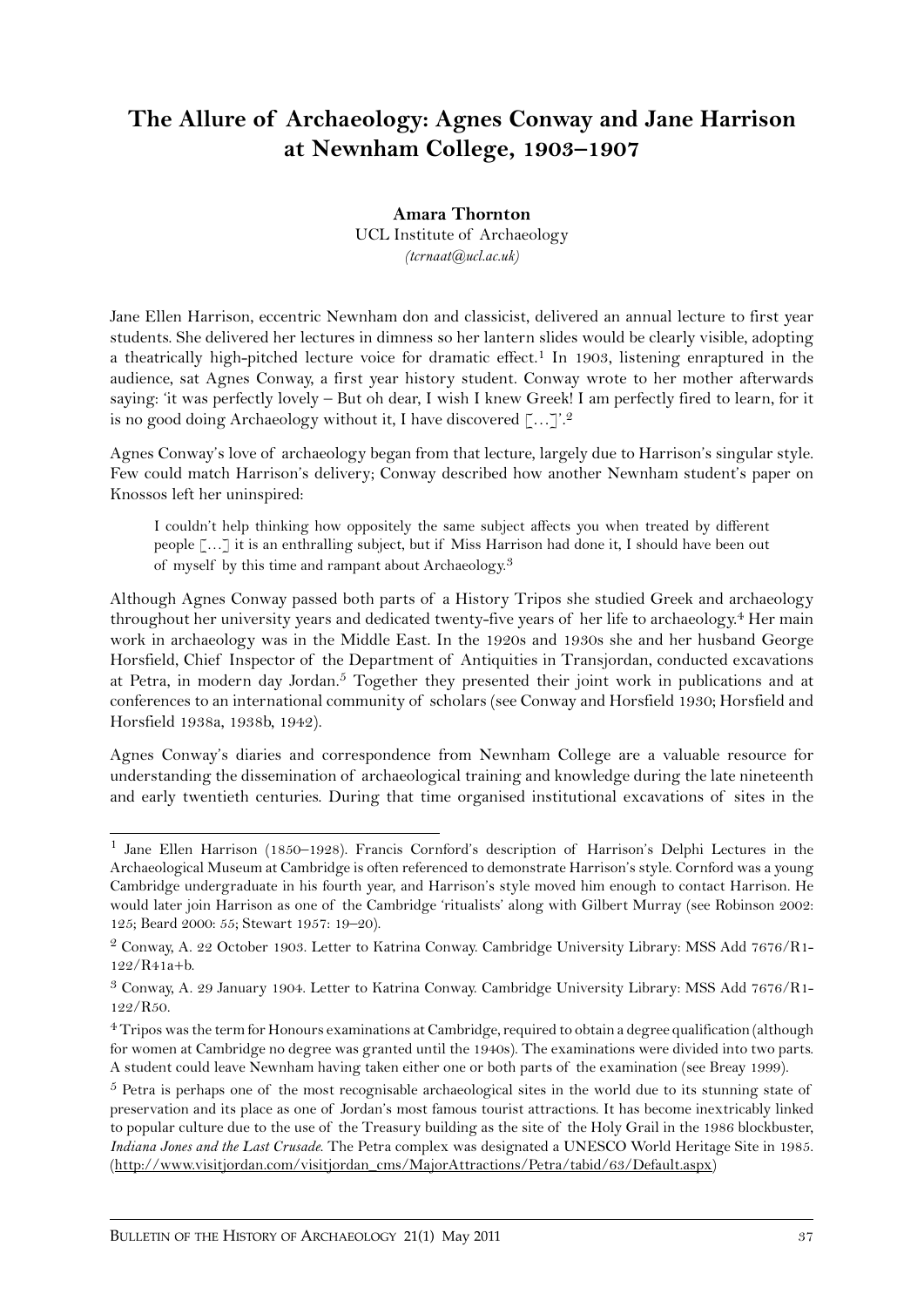# The Allure of Archaeology: Agnes Conway and Jane Harrison at Newnham College, 1903–1907

**Amara Thornton**
UCL Institute of Archaeology
*(tcrnaat@ucl.ac.uk)*

Jane Ellen Harrison, eccentric Newnham don and classicist, delivered an annual lecture to first year students. She delivered her lectures in dimness so her lantern slides would be clearly visible, adopting a theatrically high-pitched lecture voice for dramatic effect.[1] In 1903, listening enraptured in the audience, sat Agnes Conway, a first year history student. Conway wrote to her mother afterwards saying: 'it was perfectly lovely – But oh dear, I wish I knew Greek! I am perfectly fired to learn, for it is no good doing Archaeology without it, I have discovered […]'.[2]

Agnes Conway's love of archaeology began from that lecture, largely due to Harrison's singular style. Few could match Harrison's delivery; Conway described how another Newnham student's paper on Knossos left her uninspired:

> I couldn't help thinking how oppositely the same subject affects you when treated by different people […] it is an enthralling subject, but if Miss Harrison had done it, I should have been out of myself by this time and rampant about Archaeology.[3]

Although Agnes Conway passed both parts of a History Tripos she studied Greek and archaeology throughout her university years and dedicated twenty-five years of her life to archaeology.[4] Her main work in archaeology was in the Middle East. In the 1920s and 1930s she and her husband George Horsfield, Chief Inspector of the Department of Antiquities in Transjordan, conducted excavations at Petra, in modern day Jordan.[5] Together they presented their joint work in publications and at conferences to an international community of scholars (see Conway and Horsfield 1930; Horsfield and Horsfield 1938a, 1938b, 1942).

Agnes Conway's diaries and correspondence from Newnham College are a valuable resource for understanding the dissemination of archaeological training and knowledge during the late nineteenth and early twentieth centuries. During that time organised institutional excavations of sites in the

---

[1] Jane Ellen Harrison (1850–1928). Francis Cornford's description of Harrison's Delphi Lectures in the Archaeological Museum at Cambridge is often referenced to demonstrate Harrison's style. Cornford was a young Cambridge undergraduate in his fourth year, and Harrison's style moved him enough to contact Harrison. He would later join Harrison as one of the Cambridge 'ritualists' along with Gilbert Murray (see Robinson 2002: 125; Beard 2000: 55; Stewart 1957: 19–20).

[2] Conway, A. 22 October 1903. Letter to Katrina Conway. Cambridge University Library: MSS Add 7676/R1-122/R41a+b.

[3] Conway, A. 29 January 1904. Letter to Katrina Conway. Cambridge University Library: MSS Add 7676/R1-122/R50.

[4] Tripos was the term for Honours examinations at Cambridge, required to obtain a degree qualification (although for women at Cambridge no degree was granted until the 1940s). The examinations were divided into two parts. A student could leave Newnham having taken either one or both parts of the examination (see Breay 1999).

[5] Petra is perhaps one of the most recognisable archaeological sites in the world due to its stunning state of preservation and its place as one of Jordan's most famous tourist attractions. It has become inextricably linked to popular culture due to the use of the Treasury building as the site of the Holy Grail in the 1986 blockbuster, *Indiana Jones and the Last Crusade*. The Petra complex was designated a UNESCO World Heritage Site in 1985. (http://www.visitjordan.com/visitjordan_cms/MajorAttractions/Petra/tabid/63/Default.aspx)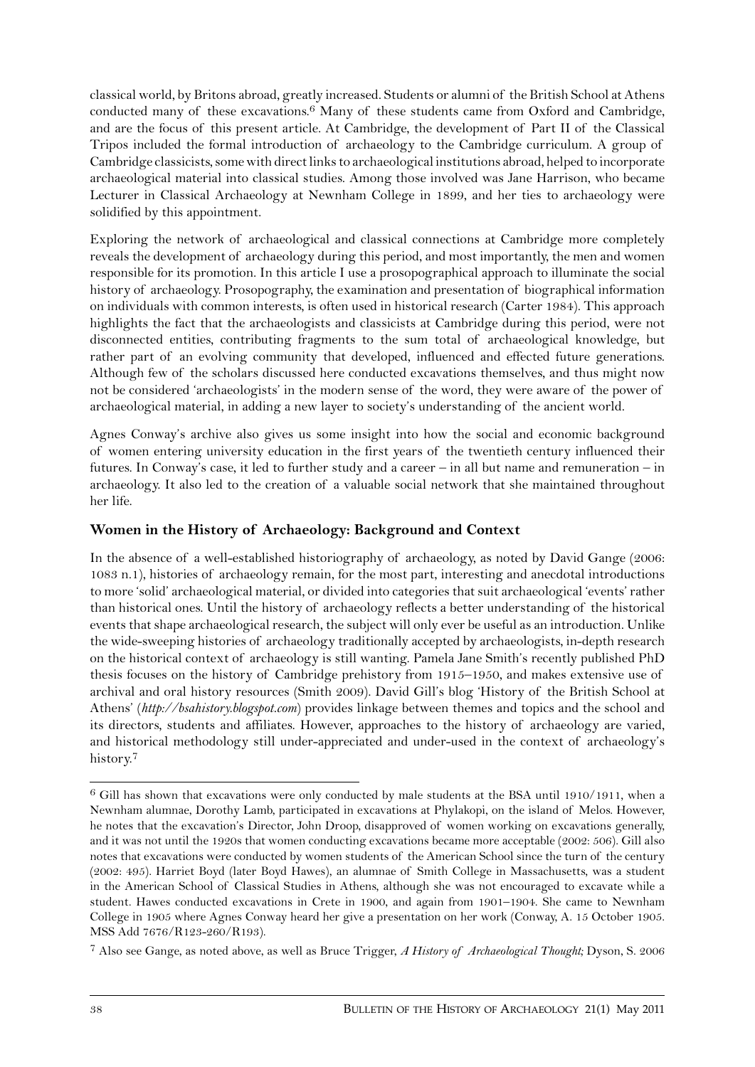classical world, by Britons abroad, greatly increased. Students or alumni of the British School at Athens conducted many of these excavations.[6] Many of these students came from Oxford and Cambridge, and are the focus of this present article. At Cambridge, the development of Part II of the Classical Tripos included the formal introduction of archaeology to the Cambridge curriculum. A group of Cambridge classicists, some with direct links to archaeological institutions abroad, helped to incorporate archaeological material into classical studies. Among those involved was Jane Harrison, who became Lecturer in Classical Archaeology at Newnham College in 1899, and her ties to archaeology were solidified by this appointment.

Exploring the network of archaeological and classical connections at Cambridge more completely reveals the development of archaeology during this period, and most importantly, the men and women responsible for its promotion. In this article I use a prosopographical approach to illuminate the social history of archaeology. Prosopography, the examination and presentation of biographical information on individuals with common interests, is often used in historical research (Carter 1984). This approach highlights the fact that the archaeologists and classicists at Cambridge during this period, were not disconnected entities, contributing fragments to the sum total of archaeological knowledge, but rather part of an evolving community that developed, influenced and effected future generations. Although few of the scholars discussed here conducted excavations themselves, and thus might now not be considered 'archaeologists' in the modern sense of the word, they were aware of the power of archaeological material, in adding a new layer to society's understanding of the ancient world.

Agnes Conway's archive also gives us some insight into how the social and economic background of women entering university education in the first years of the twentieth century influenced their futures. In Conway's case, it led to further study and a career – in all but name and remuneration – in archaeology. It also led to the creation of a valuable social network that she maintained throughout her life.

## Women in the History of Archaeology: Background and Context

In the absence of a well-established historiography of archaeology, as noted by David Gange (2006: 1083 n.1), histories of archaeology remain, for the most part, interesting and anecdotal introductions to more 'solid' archaeological material, or divided into categories that suit archaeological 'events' rather than historical ones. Until the history of archaeology reflects a better understanding of the historical events that shape archaeological research, the subject will only ever be useful as an introduction. Unlike the wide-sweeping histories of archaeology traditionally accepted by archaeologists, in-depth research on the historical context of archaeology is still wanting. Pamela Jane Smith's recently published PhD thesis focuses on the history of Cambridge prehistory from 1915–1950, and makes extensive use of archival and oral history resources (Smith 2009). David Gill's blog 'History of the British School at Athens' (*http://bsahistory.blogspot.com*) provides linkage between themes and topics and the school and its directors, students and affiliates. However, approaches to the history of archaeology are varied, and historical methodology still under-appreciated and under-used in the context of archaeology's history.[7]

---

[6] Gill has shown that excavations were only conducted by male students at the BSA until 1910/1911, when a Newnham alumnae, Dorothy Lamb, participated in excavations at Phylakopi, on the island of Melos. However, he notes that the excavation's Director, John Droop, disapproved of women working on excavations generally, and it was not until the 1920s that women conducting excavations became more acceptable (2002: 506). Gill also notes that excavations were conducted by women students of the American School since the turn of the century (2002: 495). Harriet Boyd (later Boyd Hawes), an alumnae of Smith College in Massachusetts, was a student in the American School of Classical Studies in Athens, although she was not encouraged to excavate while a student. Hawes conducted excavations in Crete in 1900, and again from 1901–1904. She came to Newnham College in 1905 where Agnes Conway heard her give a presentation on her work (Conway, A. 15 October 1905. MSS Add 7676/R123-260/R193).

[7] Also see Gange, as noted above, as well as Bruce Trigger, *A History of Archaeological Thought;* Dyson, S. 2006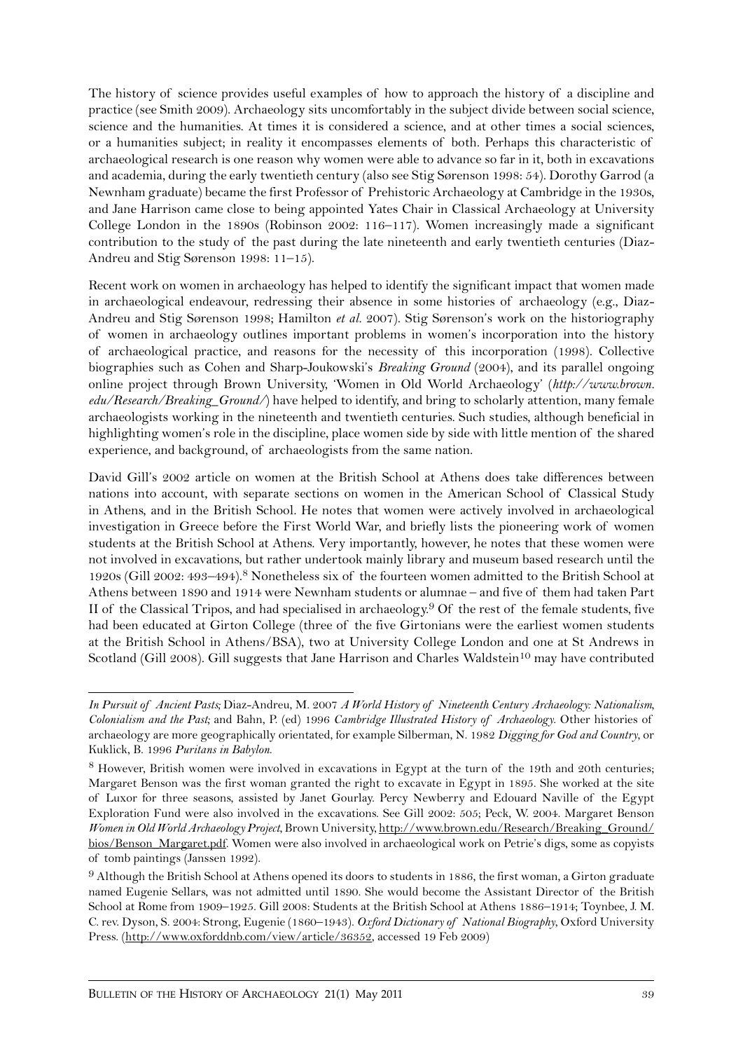The history of science provides useful examples of how to approach the history of a discipline and practice (see Smith 2009). Archaeology sits uncomfortably in the subject divide between social science, science and the humanities. At times it is considered a science, and at other times a social sciences, or a humanities subject; in reality it encompasses elements of both. Perhaps this characteristic of archaeological research is one reason why women were able to advance so far in it, both in excavations and academia, during the early twentieth century (also see Stig Sørenson 1998: 54). Dorothy Garrod (a Newnham graduate) became the first Professor of Prehistoric Archaeology at Cambridge in the 1930s, and Jane Harrison came close to being appointed Yates Chair in Classical Archaeology at University College London in the 1890s (Robinson 2002: 116–117). Women increasingly made a significant contribution to the study of the past during the late nineteenth and early twentieth centuries (Diaz-Andreu and Stig Sørenson 1998: 11–15).

Recent work on women in archaeology has helped to identify the significant impact that women made in archaeological endeavour, redressing their absence in some histories of archaeology (e.g., Diaz-Andreu and Stig Sørenson 1998; Hamilton *et al.* 2007). Stig Sørenson's work on the historiography of women in archaeology outlines important problems in women's incorporation into the history of archaeological practice, and reasons for the necessity of this incorporation (1998). Collective biographies such as Cohen and Sharp-Joukowski's *Breaking Ground* (2004), and its parallel ongoing online project through Brown University, 'Women in Old World Archaeology' (*http://www.brown.edu/Research/Breaking_Ground/*) have helped to identify, and bring to scholarly attention, many female archaeologists working in the nineteenth and twentieth centuries. Such studies, although beneficial in highlighting women's role in the discipline, place women side by side with little mention of the shared experience, and background, of archaeologists from the same nation.

David Gill's 2002 article on women at the British School at Athens does take differences between nations into account, with separate sections on women in the American School of Classical Study in Athens, and in the British School. He notes that women were actively involved in archaeological investigation in Greece before the First World War, and briefly lists the pioneering work of women students at the British School at Athens. Very importantly, however, he notes that these women were not involved in excavations, but rather undertook mainly library and museum based research until the 1920s (Gill 2002: 493–494).[8] Nonetheless six of the fourteen women admitted to the British School at Athens between 1890 and 1914 were Newnham students or alumnae – and five of them had taken Part II of the Classical Tripos, and had specialised in archaeology.[9] Of the rest of the female students, five had been educated at Girton College (three of the five Girtonians were the earliest women students at the British School in Athens/BSA), two at University College London and one at St Andrews in Scotland (Gill 2008). Gill suggests that Jane Harrison and Charles Waldstein[10] may have contributed

---

*In Pursuit of Ancient Pasts*; Diaz-Andreu, M. 2007 *A World History of Nineteenth Century Archaeology: Nationalism, Colonialism and the Past;* and Bahn, P. (ed) 1996 *Cambridge Illustrated History of Archaeology.* Other histories of archaeology are more geographically orientated, for example Silberman, N. 1982 *Digging for God and Country*, or Kuklick, B. 1996 *Puritans in Babylon.*

[8] However, British women were involved in excavations in Egypt at the turn of the 19th and 20th centuries; Margaret Benson was the first woman granted the right to excavate in Egypt in 1895. She worked at the site of Luxor for three seasons, assisted by Janet Gourlay. Percy Newberry and Edouard Naville of the Egypt Exploration Fund were also involved in the excavations. See Gill 2002: 505; Peck, W. 2004. Margaret Benson *Women in Old World Archaeology Project*, Brown University, http://www.brown.edu/Research/Breaking_Ground/bios/Benson_Margaret.pdf. Women were also involved in archaeological work on Petrie's digs, some as copyists of tomb paintings (Janssen 1992).

[9] Although the British School at Athens opened its doors to students in 1886, the first woman, a Girton graduate named Eugenie Sellars, was not admitted until 1890. She would become the Assistant Director of the British School at Rome from 1909–1925. Gill 2008: Students at the British School at Athens 1886–1914; Toynbee, J. M. C. rev. Dyson, S. 2004: Strong, Eugenie (1860–1943). *Oxford Dictionary of National Biography*, Oxford University Press. (http://www.oxforddnb.com/view/article/36352, accessed 19 Feb 2009)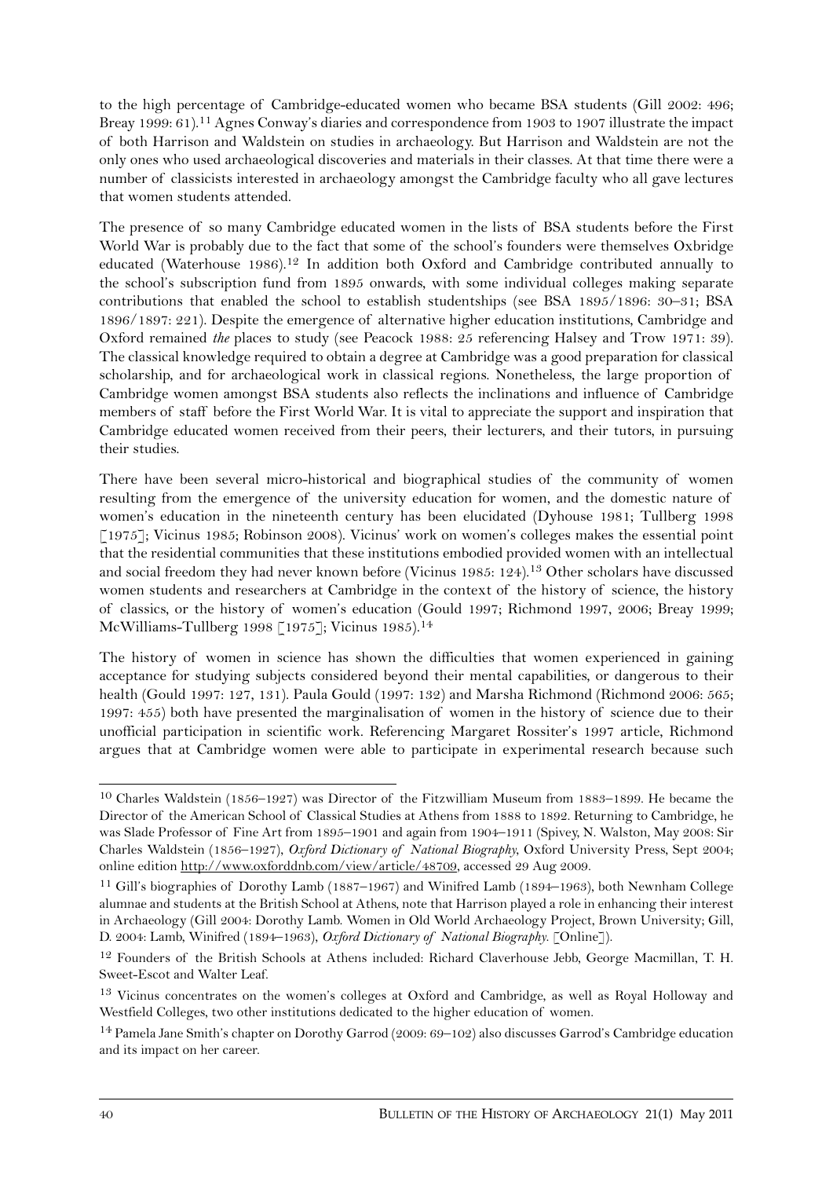to the high percentage of Cambridge-educated women who became BSA students (Gill 2002: 496; Breay 1999: 61).[11] Agnes Conway's diaries and correspondence from 1903 to 1907 illustrate the impact of both Harrison and Waldstein on studies in archaeology. But Harrison and Waldstein are not the only ones who used archaeological discoveries and materials in their classes. At that time there were a number of classicists interested in archaeology amongst the Cambridge faculty who all gave lectures that women students attended.

The presence of so many Cambridge educated women in the lists of BSA students before the First World War is probably due to the fact that some of the school's founders were themselves Oxbridge educated (Waterhouse 1986).[12] In addition both Oxford and Cambridge contributed annually to the school's subscription fund from 1895 onwards, with some individual colleges making separate contributions that enabled the school to establish studentships (see BSA 1895/1896: 30–31; BSA 1896/1897: 221). Despite the emergence of alternative higher education institutions, Cambridge and Oxford remained *the* places to study (see Peacock 1988: 25 referencing Halsey and Trow 1971: 39). The classical knowledge required to obtain a degree at Cambridge was a good preparation for classical scholarship, and for archaeological work in classical regions. Nonetheless, the large proportion of Cambridge women amongst BSA students also reflects the inclinations and influence of Cambridge members of staff before the First World War. It is vital to appreciate the support and inspiration that Cambridge educated women received from their peers, their lecturers, and their tutors, in pursuing their studies.

There have been several micro-historical and biographical studies of the community of women resulting from the emergence of the university education for women, and the domestic nature of women's education in the nineteenth century has been elucidated (Dyhouse 1981; Tullberg 1998 [1975]; Vicinus 1985; Robinson 2008). Vicinus' work on women's colleges makes the essential point that the residential communities that these institutions embodied provided women with an intellectual and social freedom they had never known before (Vicinus 1985: 124).[13] Other scholars have discussed women students and researchers at Cambridge in the context of the history of science, the history of classics, or the history of women's education (Gould 1997; Richmond 1997, 2006; Breay 1999; McWilliams-Tullberg 1998 [1975]; Vicinus 1985).[14]

The history of women in science has shown the difficulties that women experienced in gaining acceptance for studying subjects considered beyond their mental capabilities, or dangerous to their health (Gould 1997: 127, 131). Paula Gould (1997: 132) and Marsha Richmond (Richmond 2006: 565; 1997: 455) both have presented the marginalisation of women in the history of science due to their unofficial participation in scientific work. Referencing Margaret Rossiter's 1997 article, Richmond argues that at Cambridge women were able to participate in experimental research because such

---

[10] Charles Waldstein (1856–1927) was Director of the Fitzwilliam Museum from 1883–1899. He became the Director of the American School of Classical Studies at Athens from 1888 to 1892. Returning to Cambridge, he was Slade Professor of Fine Art from 1895–1901 and again from 1904–1911 (Spivey, N. Walston, May 2008: Sir Charles Waldstein (1856–1927), *Oxford Dictionary of National Biography*, Oxford University Press, Sept 2004; online edition http://www.oxforddnb.com/view/article/48709, accessed 29 Aug 2009.

[11] Gill's biographies of Dorothy Lamb (1887–1967) and Winifred Lamb (1894–1963), both Newnham College alumnae and students at the British School at Athens, note that Harrison played a role in enhancing their interest in Archaeology (Gill 2004: Dorothy Lamb. Women in Old World Archaeology Project, Brown University; Gill, D. 2004: Lamb, Winifred (1894–1963), *Oxford Dictionary of National Biography*. [Online]).

[12] Founders of the British Schools at Athens included: Richard Claverhouse Jebb, George Macmillan, T. H. Sweet-Escot and Walter Leaf.

[13] Vicinus concentrates on the women's colleges at Oxford and Cambridge, as well as Royal Holloway and Westfield Colleges, two other institutions dedicated to the higher education of women.

[14] Pamela Jane Smith's chapter on Dorothy Garrod (2009: 69–102) also discusses Garrod's Cambridge education and its impact on her career.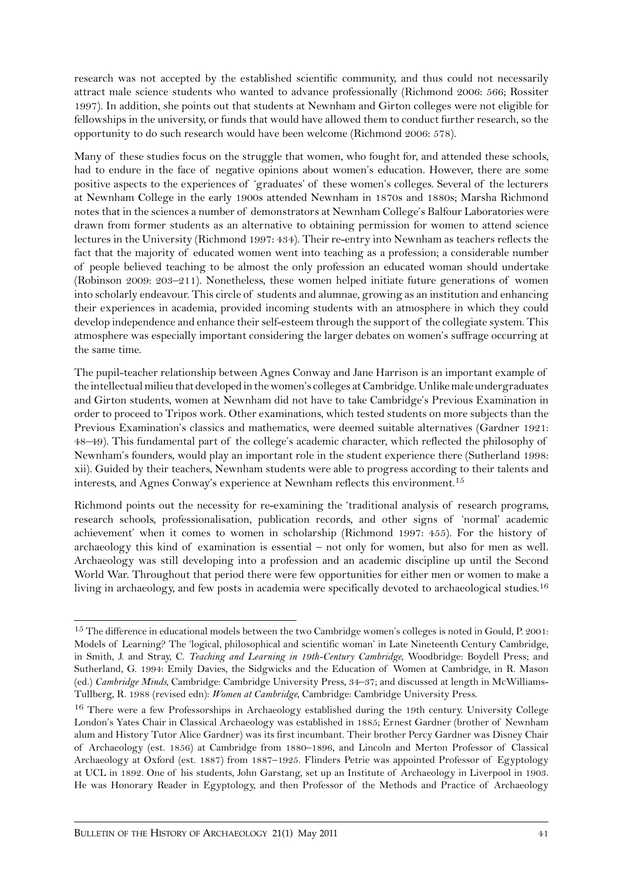research was not accepted by the established scientific community, and thus could not necessarily attract male science students who wanted to advance professionally (Richmond 2006: 566; Rossiter 1997). In addition, she points out that students at Newnham and Girton colleges were not eligible for fellowships in the university, or funds that would have allowed them to conduct further research, so the opportunity to do such research would have been welcome (Richmond 2006: 578).

Many of these studies focus on the struggle that women, who fought for, and attended these schools, had to endure in the face of negative opinions about women's education. However, there are some positive aspects to the experiences of 'graduates' of these women's colleges. Several of the lecturers at Newnham College in the early 1900s attended Newnham in 1870s and 1880s; Marsha Richmond notes that in the sciences a number of demonstrators at Newnham College's Balfour Laboratories were drawn from former students as an alternative to obtaining permission for women to attend science lectures in the University (Richmond 1997: 434). Their re-entry into Newnham as teachers reflects the fact that the majority of educated women went into teaching as a profession; a considerable number of people believed teaching to be almost the only profession an educated woman should undertake (Robinson 2009: 203–211). Nonetheless, these women helped initiate future generations of women into scholarly endeavour. This circle of students and alumnae, growing as an institution and enhancing their experiences in academia, provided incoming students with an atmosphere in which they could develop independence and enhance their self-esteem through the support of the collegiate system. This atmosphere was especially important considering the larger debates on women's suffrage occurring at the same time.

The pupil-teacher relationship between Agnes Conway and Jane Harrison is an important example of the intellectual milieu that developed in the women's colleges at Cambridge. Unlike male undergraduates and Girton students, women at Newnham did not have to take Cambridge's Previous Examination in order to proceed to Tripos work. Other examinations, which tested students on more subjects than the Previous Examination's classics and mathematics, were deemed suitable alternatives (Gardner 1921: 48–49). This fundamental part of the college's academic character, which reflected the philosophy of Newnham's founders, would play an important role in the student experience there (Sutherland 1998: xii). Guided by their teachers, Newnham students were able to progress according to their talents and interests, and Agnes Conway's experience at Newnham reflects this environment.[15]

Richmond points out the necessity for re-examining the 'traditional analysis of research programs, research schools, professionalisation, publication records, and other signs of 'normal' academic achievement' when it comes to women in scholarship (Richmond 1997: 455). For the history of archaeology this kind of examination is essential – not only for women, but also for men as well. Archaeology was still developing into a profession and an academic discipline up until the Second World War. Throughout that period there were few opportunities for either men or women to make a living in archaeology, and few posts in academia were specifically devoted to archaeological studies.[16]

---

[15] The difference in educational models between the two Cambridge women's colleges is noted in Gould, P. 2001: Models of Learning? The 'logical, philosophical and scientific woman' in Late Nineteenth Century Cambridge, in Smith, J. and Stray, C. *Teaching and Learning in 19th-Century Cambridge*, Woodbridge: Boydell Press; and Sutherland, G. 1994: Emily Davies, the Sidgwicks and the Education of Women at Cambridge, in R. Mason (ed.) *Cambridge Minds*, Cambridge: Cambridge University Press, 34–37; and discussed at length in McWilliams-Tullberg, R. 1988 (revised edn): *Women at Cambridge*, Cambridge: Cambridge University Press.

[16] There were a few Professorships in Archaeology established during the 19th century. University College London's Yates Chair in Classical Archaeology was established in 1885; Ernest Gardner (brother of Newnham alum and History Tutor Alice Gardner) was its first incumbant. Their brother Percy Gardner was Disney Chair of Archaeology (est. 1856) at Cambridge from 1880–1896, and Lincoln and Merton Professor of Classical Archaeology at Oxford (est. 1887) from 1887–1925. Flinders Petrie was appointed Professor of Egyptology at UCL in 1892. One of his students, John Garstang, set up an Institute of Archaeology in Liverpool in 1903. He was Honorary Reader in Egyptology, and then Professor of the Methods and Practice of Archaeology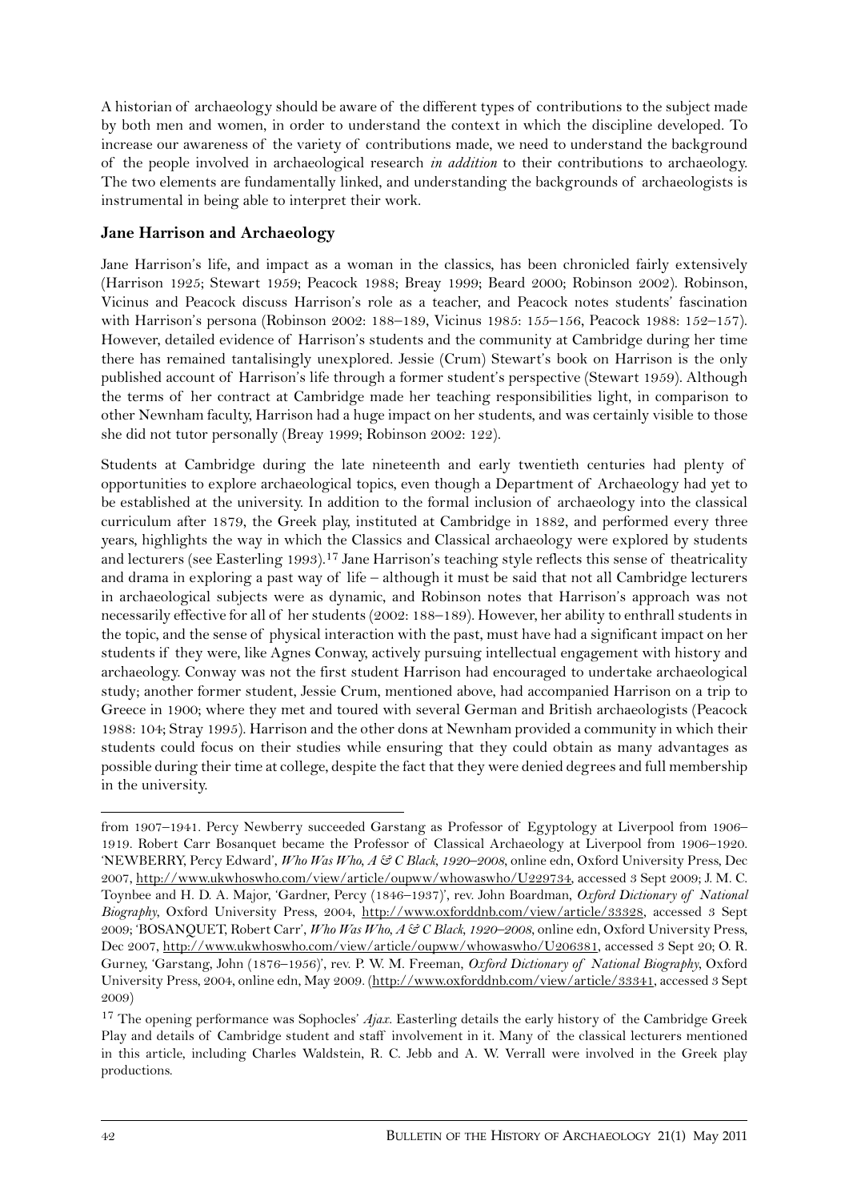A historian of archaeology should be aware of the different types of contributions to the subject made by both men and women, in order to understand the context in which the discipline developed. To increase our awareness of the variety of contributions made, we need to understand the background of the people involved in archaeological research *in addition* to their contributions to archaeology. The two elements are fundamentally linked, and understanding the backgrounds of archaeologists is instrumental in being able to interpret their work.

## Jane Harrison and Archaeology

Jane Harrison's life, and impact as a woman in the classics, has been chronicled fairly extensively (Harrison 1925; Stewart 1959; Peacock 1988; Breay 1999; Beard 2000; Robinson 2002). Robinson, Vicinus and Peacock discuss Harrison's role as a teacher, and Peacock notes students' fascination with Harrison's persona (Robinson 2002: 188–189, Vicinus 1985: 155–156, Peacock 1988: 152–157). However, detailed evidence of Harrison's students and the community at Cambridge during her time there has remained tantalisingly unexplored. Jessie (Crum) Stewart's book on Harrison is the only published account of Harrison's life through a former student's perspective (Stewart 1959). Although the terms of her contract at Cambridge made her teaching responsibilities light, in comparison to other Newnham faculty, Harrison had a huge impact on her students, and was certainly visible to those she did not tutor personally (Breay 1999; Robinson 2002: 122).

Students at Cambridge during the late nineteenth and early twentieth centuries had plenty of opportunities to explore archaeological topics, even though a Department of Archaeology had yet to be established at the university. In addition to the formal inclusion of archaeology into the classical curriculum after 1879, the Greek play, instituted at Cambridge in 1882, and performed every three years, highlights the way in which the Classics and Classical archaeology were explored by students and lecturers (see Easterling 1993).[17] Jane Harrison's teaching style reflects this sense of theatricality and drama in exploring a past way of life – although it must be said that not all Cambridge lecturers in archaeological subjects were as dynamic, and Robinson notes that Harrison's approach was not necessarily effective for all of her students (2002: 188–189). However, her ability to enthrall students in the topic, and the sense of physical interaction with the past, must have had a significant impact on her students if they were, like Agnes Conway, actively pursuing intellectual engagement with history and archaeology. Conway was not the first student Harrison had encouraged to undertake archaeological study; another former student, Jessie Crum, mentioned above, had accompanied Harrison on a trip to Greece in 1900; where they met and toured with several German and British archaeologists (Peacock 1988: 104; Stray 1995). Harrison and the other dons at Newnham provided a community in which their students could focus on their studies while ensuring that they could obtain as many advantages as possible during their time at college, despite the fact that they were denied degrees and full membership in the university.

---

from 1907–1941. Percy Newberry succeeded Garstang as Professor of Egyptology at Liverpool from 1906–1919. Robert Carr Bosanquet became the Professor of Classical Archaeology at Liverpool from 1906–1920. 'NEWBERRY, Percy Edward', *Who Was Who, A & C Black, 1920–2008*, online edn, Oxford University Press, Dec 2007, http://www.ukwhoswho.com/view/article/oupww/whowaswho/U229734, accessed 3 Sept 2009; J. M. C. Toynbee and H. D. A. Major, 'Gardner, Percy (1846–1937)', rev. John Boardman, *Oxford Dictionary of National Biography*, Oxford University Press, 2004, http://www.oxforddnb.com/view/article/33328, accessed 3 Sept 2009; 'BOSANQUET, Robert Carr', *Who Was Who, A & C Black, 1920–2008*, online edn, Oxford University Press, Dec 2007, http://www.ukwhoswho.com/view/article/oupww/whowaswho/U206381, accessed 3 Sept 20; O. R. Gurney, 'Garstang, John (1876–1956)', rev. P. W. M. Freeman, *Oxford Dictionary of National Biography*, Oxford University Press, 2004, online edn, May 2009. (http://www.oxforddnb.com/view/article/33341, accessed 3 Sept 2009)

[17] The opening performance was Sophocles' *Ajax*. Easterling details the early history of the Cambridge Greek Play and details of Cambridge student and staff involvement in it. Many of the classical lecturers mentioned in this article, including Charles Waldstein, R. C. Jebb and A. W. Verrall were involved in the Greek play productions.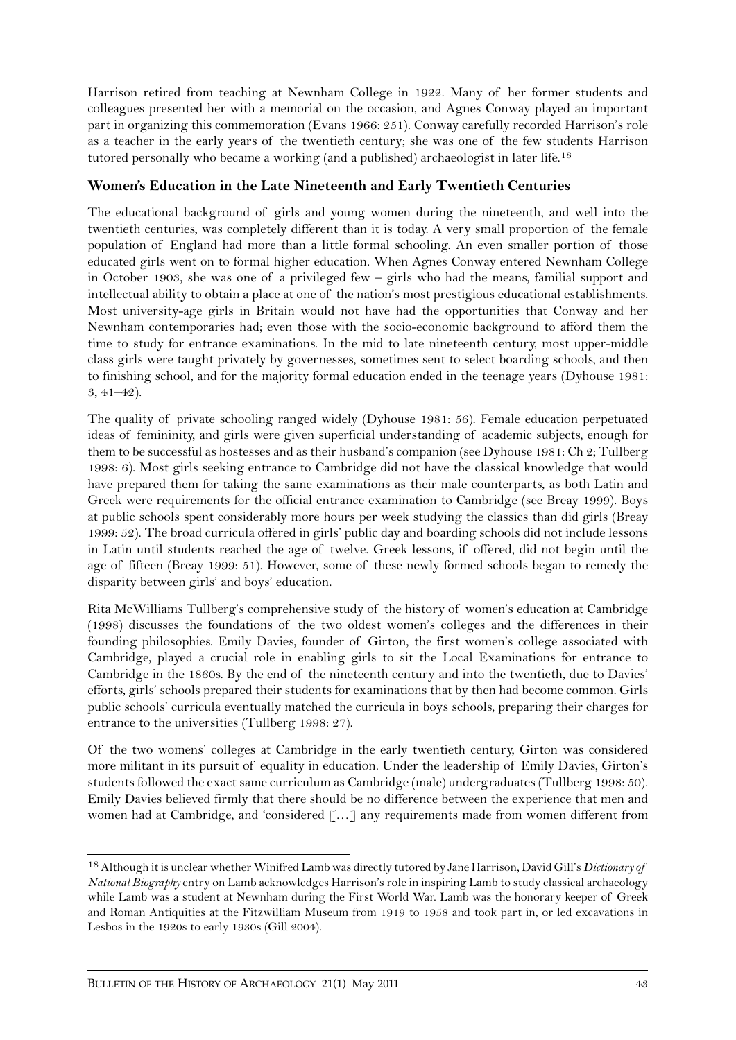Harrison retired from teaching at Newnham College in 1922. Many of her former students and colleagues presented her with a memorial on the occasion, and Agnes Conway played an important part in organizing this commemoration (Evans 1966: 251). Conway carefully recorded Harrison's role as a teacher in the early years of the twentieth century; she was one of the few students Harrison tutored personally who became a working (and a published) archaeologist in later life.[18]

## Women's Education in the Late Nineteenth and Early Twentieth Centuries

The educational background of girls and young women during the nineteenth, and well into the twentieth centuries, was completely different than it is today. A very small proportion of the female population of England had more than a little formal schooling. An even smaller portion of those educated girls went on to formal higher education. When Agnes Conway entered Newnham College in October 1903, she was one of a privileged few – girls who had the means, familial support and intellectual ability to obtain a place at one of the nation's most prestigious educational establishments. Most university-age girls in Britain would not have had the opportunities that Conway and her Newnham contemporaries had; even those with the socio-economic background to afford them the time to study for entrance examinations. In the mid to late nineteenth century, most upper-middle class girls were taught privately by governesses, sometimes sent to select boarding schools, and then to finishing school, and for the majority formal education ended in the teenage years (Dyhouse 1981: 3, 41–42).

The quality of private schooling ranged widely (Dyhouse 1981: 56). Female education perpetuated ideas of femininity, and girls were given superficial understanding of academic subjects, enough for them to be successful as hostesses and as their husband's companion (see Dyhouse 1981: Ch 2; Tullberg 1998: 6). Most girls seeking entrance to Cambridge did not have the classical knowledge that would have prepared them for taking the same examinations as their male counterparts, as both Latin and Greek were requirements for the official entrance examination to Cambridge (see Breay 1999). Boys at public schools spent considerably more hours per week studying the classics than did girls (Breay 1999: 52). The broad curricula offered in girls' public day and boarding schools did not include lessons in Latin until students reached the age of twelve. Greek lessons, if offered, did not begin until the age of fifteen (Breay 1999: 51). However, some of these newly formed schools began to remedy the disparity between girls' and boys' education.

Rita McWilliams Tullberg's comprehensive study of the history of women's education at Cambridge (1998) discusses the foundations of the two oldest women's colleges and the differences in their founding philosophies. Emily Davies, founder of Girton, the first women's college associated with Cambridge, played a crucial role in enabling girls to sit the Local Examinations for entrance to Cambridge in the 1860s. By the end of the nineteenth century and into the twentieth, due to Davies' efforts, girls' schools prepared their students for examinations that by then had become common. Girls public schools' curricula eventually matched the curricula in boys schools, preparing their charges for entrance to the universities (Tullberg 1998: 27).

Of the two womens' colleges at Cambridge in the early twentieth century, Girton was considered more militant in its pursuit of equality in education. Under the leadership of Emily Davies, Girton's students followed the exact same curriculum as Cambridge (male) undergraduates (Tullberg 1998: 50). Emily Davies believed firmly that there should be no difference between the experience that men and women had at Cambridge, and 'considered […] any requirements made from women different from

---

[18] Although it is unclear whether Winifred Lamb was directly tutored by Jane Harrison, David Gill's *Dictionary of National Biography* entry on Lamb acknowledges Harrison's role in inspiring Lamb to study classical archaeology while Lamb was a student at Newnham during the First World War. Lamb was the honorary keeper of Greek and Roman Antiquities at the Fitzwilliam Museum from 1919 to 1958 and took part in, or led excavations in Lesbos in the 1920s to early 1930s (Gill 2004).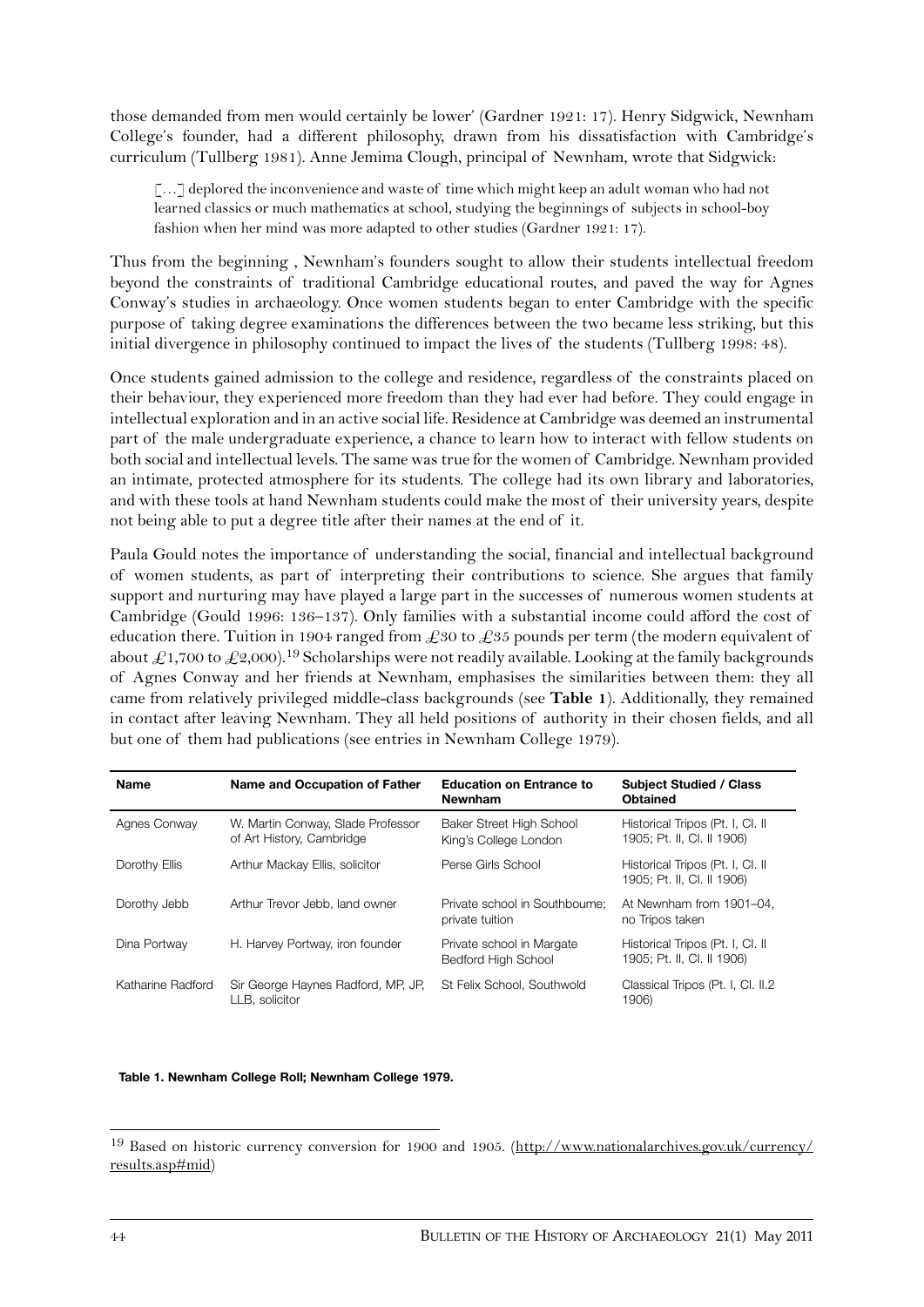those demanded from men would certainly be lower' (Gardner 1921: 17). Henry Sidgwick, Newnham College's founder, had a different philosophy, drawn from his dissatisfaction with Cambridge's curriculum (Tullberg 1981). Anne Jemima Clough, principal of Newnham, wrote that Sidgwick:

> […] deplored the inconvenience and waste of time which might keep an adult woman who had not learned classics or much mathematics at school, studying the beginnings of subjects in school-boy fashion when her mind was more adapted to other studies (Gardner 1921: 17).

Thus from the beginning , Newnham's founders sought to allow their students intellectual freedom beyond the constraints of traditional Cambridge educational routes, and paved the way for Agnes Conway's studies in archaeology. Once women students began to enter Cambridge with the specific purpose of taking degree examinations the differences between the two became less striking, but this initial divergence in philosophy continued to impact the lives of the students (Tullberg 1998: 48).

Once students gained admission to the college and residence, regardless of the constraints placed on their behaviour, they experienced more freedom than they had ever had before. They could engage in intellectual exploration and in an active social life. Residence at Cambridge was deemed an instrumental part of the male undergraduate experience, a chance to learn how to interact with fellow students on both social and intellectual levels. The same was true for the women of Cambridge. Newnham provided an intimate, protected atmosphere for its students. The college had its own library and laboratories, and with these tools at hand Newnham students could make the most of their university years, despite not being able to put a degree title after their names at the end of it.

Paula Gould notes the importance of understanding the social, financial and intellectual background of women students, as part of interpreting their contributions to science. She argues that family support and nurturing may have played a large part in the successes of numerous women students at Cambridge (Gould 1996: 136–137). Only families with a substantial income could afford the cost of education there. Tuition in 1904 ranged from £30 to £35 pounds per term (the modern equivalent of about £1,700 to £2,000).[19] Scholarships were not readily available. Looking at the family backgrounds of Agnes Conway and her friends at Newnham, emphasises the similarities between them: they all came from relatively privileged middle-class backgrounds (see **Table 1**). Additionally, they remained in contact after leaving Newnham. They all held positions of authority in their chosen fields, and all but one of them had publications (see entries in Newnham College 1979).

| Name | Name and Occupation of Father | Education on Entrance to Newnham | Subject Studied / Class Obtained |
|---|---|---|---|
| Agnes Conway | W. Martin Conway, Slade Professor of Art History, Cambridge | Baker Street High School King's College London | Historical Tripos (Pt. I, Cl. II 1905; Pt. II, Cl. II 1906) |
| Dorothy Ellis | Arthur Mackay Ellis, solicitor | Perse Girls School | Historical Tripos (Pt. I, Cl. II 1905; Pt. II, Cl. II 1906) |
| Dorothy Jebb | Arthur Trevor Jebb, land owner | Private school in Southboume; private tuition | At Newnham from 1901–04, no Tripos taken |
| Dina Portway | H. Harvey Portway, iron founder | Private school in Margate Bedford High School | Historical Tripos (Pt. I, Cl. II 1905; Pt. II, Cl. II 1906) |
| Katharine Radford | Sir George Haynes Radford, MP, JP, LLB, solicitor | St Felix School, Southwold | Classical Tripos (Pt. I, Cl. II.2 1906) |

**Table 1. Newnham College Roll; Newnham College 1979.**

[19] Based on historic currency conversion for 1900 and 1905. (http://www.nationalarchives.gov.uk/currency/results.asp#mid)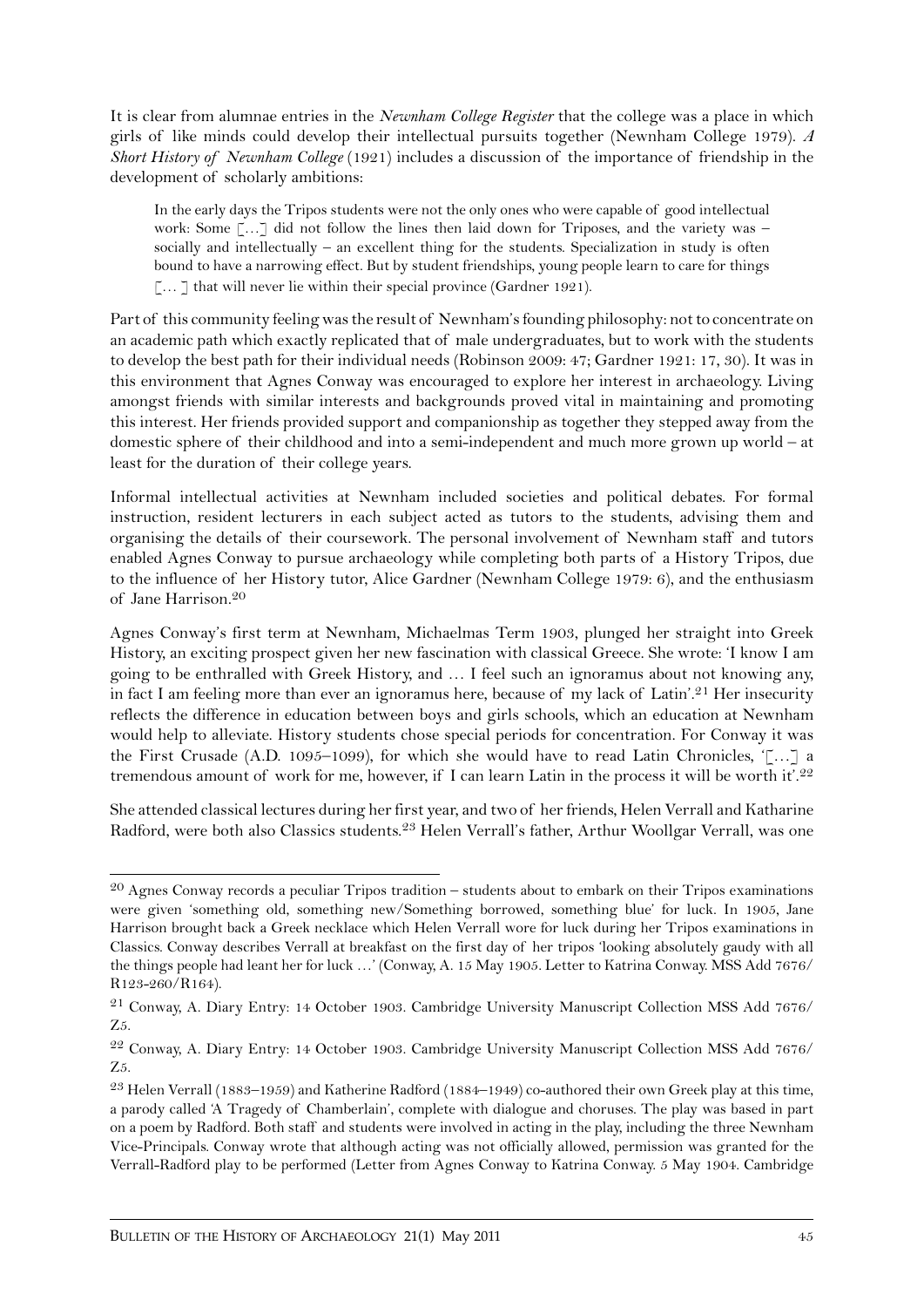It is clear from alumnae entries in the *Newnham College Register* that the college was a place in which girls of like minds could develop their intellectual pursuits together (Newnham College 1979). *A Short History of Newnham College* (1921) includes a discussion of the importance of friendship in the development of scholarly ambitions:

> In the early days the Tripos students were not the only ones who were capable of good intellectual work: Some […] did not follow the lines then laid down for Triposes, and the variety was – socially and intellectually – an excellent thing for the students. Specialization in study is often bound to have a narrowing effect. But by student friendships, young people learn to care for things [… ] that will never lie within their special province (Gardner 1921).

Part of this community feeling was the result of Newnham's founding philosophy: not to concentrate on an academic path which exactly replicated that of male undergraduates, but to work with the students to develop the best path for their individual needs (Robinson 2009: 47; Gardner 1921: 17, 30). It was in this environment that Agnes Conway was encouraged to explore her interest in archaeology. Living amongst friends with similar interests and backgrounds proved vital in maintaining and promoting this interest. Her friends provided support and companionship as together they stepped away from the domestic sphere of their childhood and into a semi-independent and much more grown up world – at least for the duration of their college years.

Informal intellectual activities at Newnham included societies and political debates. For formal instruction, resident lecturers in each subject acted as tutors to the students, advising them and organising the details of their coursework. The personal involvement of Newnham staff and tutors enabled Agnes Conway to pursue archaeology while completing both parts of a History Tripos, due to the influence of her History tutor, Alice Gardner (Newnham College 1979: 6), and the enthusiasm of Jane Harrison.[20]

Agnes Conway's first term at Newnham, Michaelmas Term 1903, plunged her straight into Greek History, an exciting prospect given her new fascination with classical Greece. She wrote: 'I know I am going to be enthralled with Greek History, and … I feel such an ignoramus about not knowing any, in fact I am feeling more than ever an ignoramus here, because of my lack of Latin'.[21] Her insecurity reflects the difference in education between boys and girls schools, which an education at Newnham would help to alleviate. History students chose special periods for concentration. For Conway it was the First Crusade (A.D. 1095–1099), for which she would have to read Latin Chronicles, '[…] a tremendous amount of work for me, however, if I can learn Latin in the process it will be worth it'.[22]

She attended classical lectures during her first year, and two of her friends, Helen Verrall and Katharine Radford, were both also Classics students.[23] Helen Verrall's father, Arthur Woollgar Verrall, was one

---

[20] Agnes Conway records a peculiar Tripos tradition – students about to embark on their Tripos examinations were given 'something old, something new/Something borrowed, something blue' for luck. In 1905, Jane Harrison brought back a Greek necklace which Helen Verrall wore for luck during her Tripos examinations in Classics. Conway describes Verrall at breakfast on the first day of her tripos 'looking absolutely gaudy with all the things people had leant her for luck …' (Conway, A. 15 May 1905. Letter to Katrina Conway. MSS Add 7676/R123-260/R164).

[21] Conway, A. Diary Entry: 14 October 1903. Cambridge University Manuscript Collection MSS Add 7676/Z5.

[22] Conway, A. Diary Entry: 14 October 1903. Cambridge University Manuscript Collection MSS Add 7676/Z5.

[23] Helen Verrall (1883–1959) and Katherine Radford (1884–1949) co-authored their own Greek play at this time, a parody called 'A Tragedy of Chamberlain', complete with dialogue and choruses. The play was based in part on a poem by Radford. Both staff and students were involved in acting in the play, including the three Newnham Vice-Principals. Conway wrote that although acting was not officially allowed, permission was granted for the Verrall-Radford play to be performed (Letter from Agnes Conway to Katrina Conway. 5 May 1904. Cambridge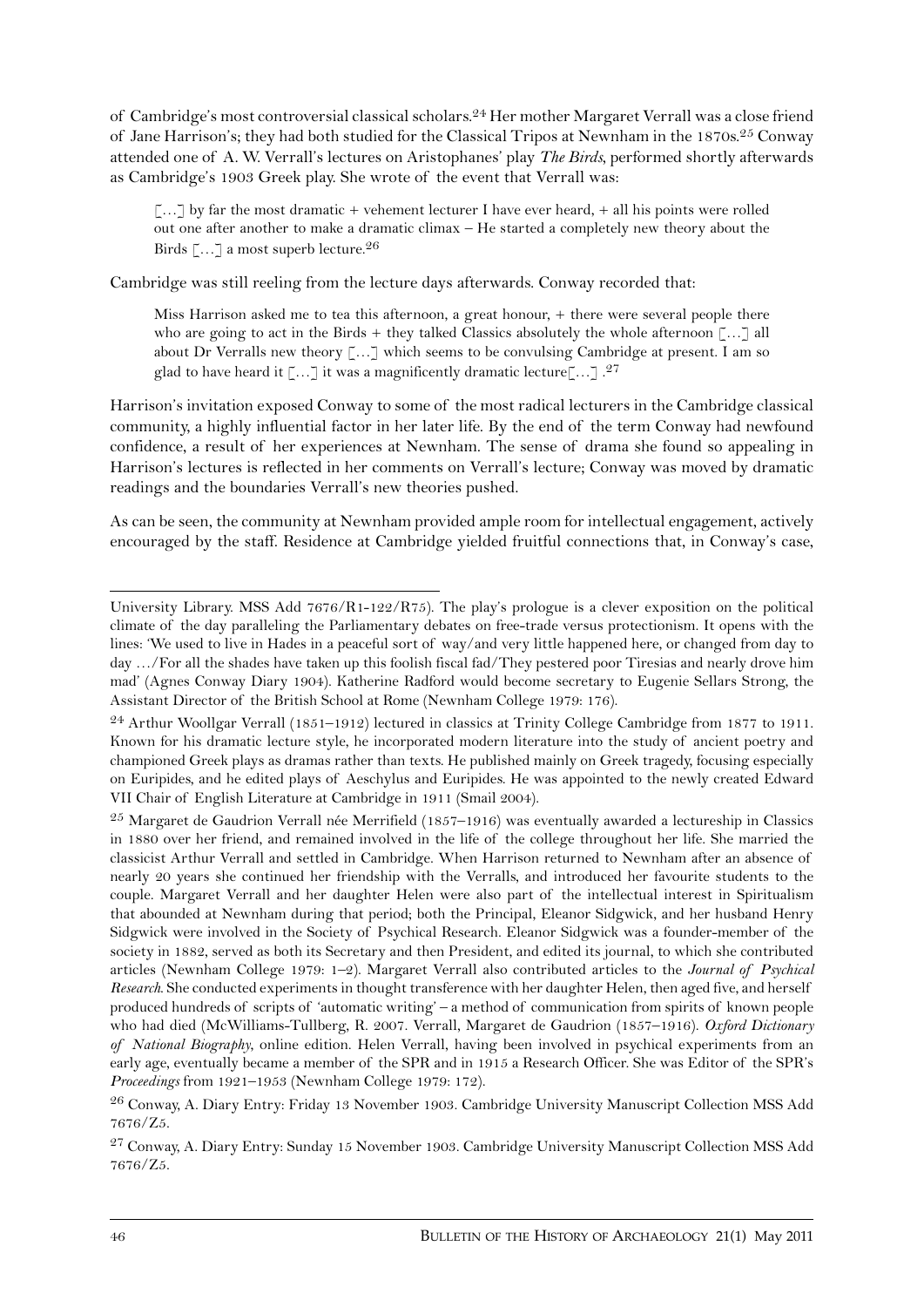of Cambridge's most controversial classical scholars.[24] Her mother Margaret Verrall was a close friend of Jane Harrison's; they had both studied for the Classical Tripos at Newnham in the 1870s.[25] Conway attended one of A. W. Verrall's lectures on Aristophanes' play *The Birds*, performed shortly afterwards as Cambridge's 1903 Greek play. She wrote of the event that Verrall was:

> […] by far the most dramatic + vehement lecturer I have ever heard, + all his points were rolled out one after another to make a dramatic climax – He started a completely new theory about the Birds […] a most superb lecture.[26]

Cambridge was still reeling from the lecture days afterwards. Conway recorded that:

> Miss Harrison asked me to tea this afternoon, a great honour, + there were several people there who are going to act in the Birds + they talked Classics absolutely the whole afternoon […] all about Dr Verralls new theory […] which seems to be convulsing Cambridge at present. I am so glad to have heard it […] it was a magnificently dramatic lecture[…] .[27]

Harrison's invitation exposed Conway to some of the most radical lecturers in the Cambridge classical community, a highly influential factor in her later life. By the end of the term Conway had newfound confidence, a result of her experiences at Newnham. The sense of drama she found so appealing in Harrison's lectures is reflected in her comments on Verrall's lecture; Conway was moved by dramatic readings and the boundaries Verrall's new theories pushed.

As can be seen, the community at Newnham provided ample room for intellectual engagement, actively encouraged by the staff. Residence at Cambridge yielded fruitful connections that, in Conway's case,

---

University Library. MSS Add 7676/R1-122/R75). The play's prologue is a clever exposition on the political climate of the day paralleling the Parliamentary debates on free-trade versus protectionism. It opens with the lines: 'We used to live in Hades in a peaceful sort of way/and very little happened here, or changed from day to day …/For all the shades have taken up this foolish fiscal fad/They pestered poor Tiresias and nearly drove him mad' (Agnes Conway Diary 1904). Katherine Radford would become secretary to Eugenie Sellars Strong, the Assistant Director of the British School at Rome (Newnham College 1979: 176).

[24] Arthur Woollgar Verrall (1851–1912) lectured in classics at Trinity College Cambridge from 1877 to 1911. Known for his dramatic lecture style, he incorporated modern literature into the study of ancient poetry and championed Greek plays as dramas rather than texts. He published mainly on Greek tragedy, focusing especially on Euripides, and he edited plays of Aeschylus and Euripides. He was appointed to the newly created Edward VII Chair of English Literature at Cambridge in 1911 (Smail 2004).

[25] Margaret de Gaudrion Verrall née Merrifield (1857–1916) was eventually awarded a lectureship in Classics in 1880 over her friend, and remained involved in the life of the college throughout her life. She married the classicist Arthur Verrall and settled in Cambridge. When Harrison returned to Newnham after an absence of nearly 20 years she continued her friendship with the Verralls, and introduced her favourite students to the couple. Margaret Verrall and her daughter Helen were also part of the intellectual interest in Spiritualism that abounded at Newnham during that period; both the Principal, Eleanor Sidgwick, and her husband Henry Sidgwick were involved in the Society of Psychical Research. Eleanor Sidgwick was a founder-member of the society in 1882, served as both its Secretary and then President, and edited its journal, to which she contributed articles (Newnham College 1979: 1–2). Margaret Verrall also contributed articles to the *Journal of Psychical Research*. She conducted experiments in thought transference with her daughter Helen, then aged five, and herself produced hundreds of scripts of 'automatic writing' – a method of communication from spirits of known people who had died (McWilliams-Tullberg, R. 2007. Verrall, Margaret de Gaudrion (1857–1916). *Oxford Dictionary of National Biography*, online edition. Helen Verrall, having been involved in psychical experiments from an early age, eventually became a member of the SPR and in 1915 a Research Officer. She was Editor of the SPR's *Proceedings* from 1921–1953 (Newnham College 1979: 172).

[26] Conway, A. Diary Entry: Friday 13 November 1903. Cambridge University Manuscript Collection MSS Add 7676/Z5.

[27] Conway, A. Diary Entry: Sunday 15 November 1903. Cambridge University Manuscript Collection MSS Add 7676/Z5.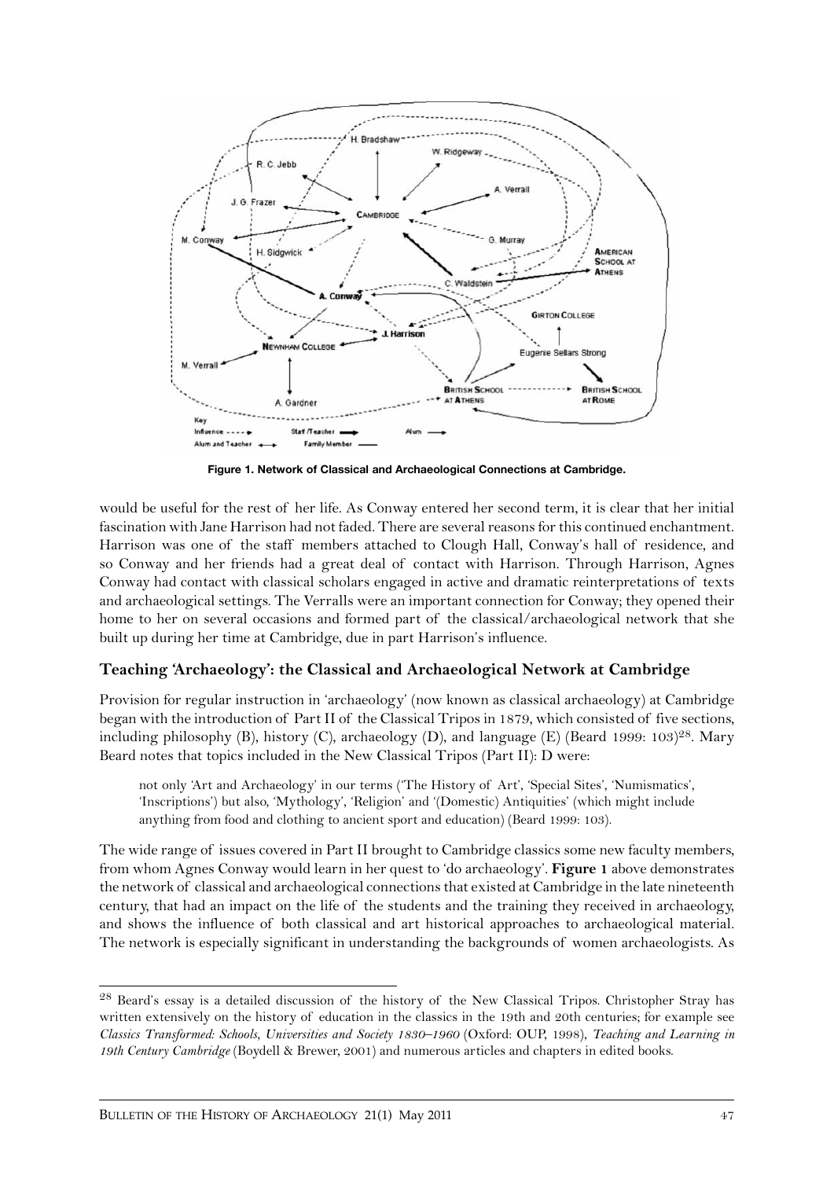Figure 1. Network of Classical and Archaeological Connections at Cambridge.

would be useful for the rest of her life. As Conway entered her second term, it is clear that her initial fascination with Jane Harrison had not faded. There are several reasons for this continued enchantment. Harrison was one of the staff members attached to Clough Hall, Conway's hall of residence, and so Conway and her friends had a great deal of contact with Harrison. Through Harrison, Agnes Conway had contact with classical scholars engaged in active and dramatic reinterpretations of texts and archaeological settings. The Verralls were an important connection for Conway; they opened their home to her on several occasions and formed part of the classical/archaeological network that she built up during her time at Cambridge, due in part Harrison's influence.

## Teaching 'Archaeology': the Classical and Archaeological Network at Cambridge

Provision for regular instruction in 'archaeology' (now known as classical archaeology) at Cambridge began with the introduction of Part II of the Classical Tripos in 1879, which consisted of five sections, including philosophy (B), history (C), archaeology (D), and language (E) (Beard 1999: 103)[28]. Mary Beard notes that topics included in the New Classical Tripos (Part II): D were:

> not only 'Art and Archaeology' in our terms ('The History of Art', 'Special Sites', 'Numismatics', 'Inscriptions') but also, 'Mythology', 'Religion' and '(Domestic) Antiquities' (which might include anything from food and clothing to ancient sport and education) (Beard 1999: 103).

The wide range of issues covered in Part II brought to Cambridge classics some new faculty members, from whom Agnes Conway would learn in her quest to 'do archaeology'. **Figure 1** above demonstrates the network of classical and archaeological connections that existed at Cambridge in the late nineteenth century, that had an impact on the life of the students and the training they received in archaeology, and shows the influence of both classical and art historical approaches to archaeological material. The network is especially significant in understanding the backgrounds of women archaeologists. As

[28] Beard's essay is a detailed discussion of the history of the New Classical Tripos. Christopher Stray has written extensively on the history of education in the classics in the 19th and 20th centuries; for example see *Classics Transformed: Schools, Universities and Society 1830–1960* (Oxford: OUP, 1998), *Teaching and Learning in 19th Century Cambridge* (Boydell & Brewer, 2001) and numerous articles and chapters in edited books.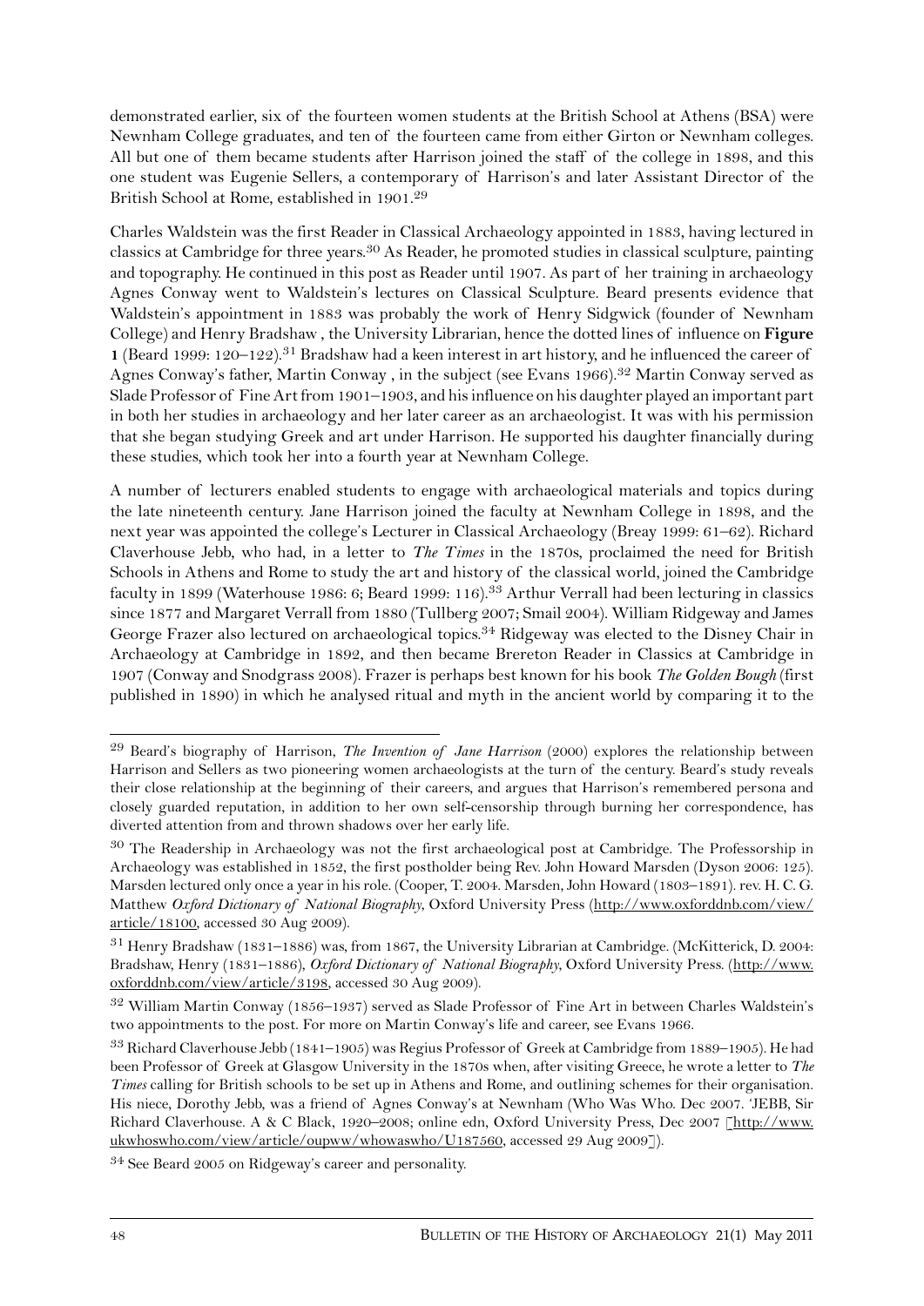demonstrated earlier, six of the fourteen women students at the British School at Athens (BSA) were Newnham College graduates, and ten of the fourteen came from either Girton or Newnham colleges. All but one of them became students after Harrison joined the staff of the college in 1898, and this one student was Eugenie Sellers, a contemporary of Harrison's and later Assistant Director of the British School at Rome, established in 1901.[29]

Charles Waldstein was the first Reader in Classical Archaeology appointed in 1883, having lectured in classics at Cambridge for three years.[30] As Reader, he promoted studies in classical sculpture, painting and topography. He continued in this post as Reader until 1907. As part of her training in archaeology Agnes Conway went to Waldstein's lectures on Classical Sculpture. Beard presents evidence that Waldstein's appointment in 1883 was probably the work of Henry Sidgwick (founder of Newnham College) and Henry Bradshaw , the University Librarian, hence the dotted lines of influence on **Figure 1** (Beard 1999: 120–122).[31] Bradshaw had a keen interest in art history, and he influenced the career of Agnes Conway's father, Martin Conway , in the subject (see Evans 1966).[32] Martin Conway served as Slade Professor of Fine Art from 1901–1903, and his influence on his daughter played an important part in both her studies in archaeology and her later career as an archaeologist. It was with his permission that she began studying Greek and art under Harrison. He supported his daughter financially during these studies, which took her into a fourth year at Newnham College.

A number of lecturers enabled students to engage with archaeological materials and topics during the late nineteenth century. Jane Harrison joined the faculty at Newnham College in 1898, and the next year was appointed the college's Lecturer in Classical Archaeology (Breay 1999: 61–62). Richard Claverhouse Jebb, who had, in a letter to *The Times* in the 1870s, proclaimed the need for British Schools in Athens and Rome to study the art and history of the classical world, joined the Cambridge faculty in 1899 (Waterhouse 1986: 6; Beard 1999: 116).[33] Arthur Verrall had been lecturing in classics since 1877 and Margaret Verrall from 1880 (Tullberg 2007; Smail 2004). William Ridgeway and James George Frazer also lectured on archaeological topics.[34] Ridgeway was elected to the Disney Chair in Archaeology at Cambridge in 1892, and then became Brereton Reader in Classics at Cambridge in 1907 (Conway and Snodgrass 2008). Frazer is perhaps best known for his book *The Golden Bough* (first published in 1890) in which he analysed ritual and myth in the ancient world by comparing it to the

---

[29] Beard's biography of Harrison, *The Invention of Jane Harrison* (2000) explores the relationship between Harrison and Sellers as two pioneering women archaeologists at the turn of the century. Beard's study reveals their close relationship at the beginning of their careers, and argues that Harrison's remembered persona and closely guarded reputation, in addition to her own self-censorship through burning her correspondence, has diverted attention from and thrown shadows over her early life.

[30] The Readership in Archaeology was not the first archaeological post at Cambridge. The Professorship in Archaeology was established in 1852, the first postholder being Rev. John Howard Marsden (Dyson 2006: 125). Marsden lectured only once a year in his role. (Cooper, T. 2004. Marsden, John Howard (1803–1891). rev. H. C. G. Matthew *Oxford Dictionary of National Biography*, Oxford University Press (http://www.oxforddnb.com/view/article/18100, accessed 30 Aug 2009).

[31] Henry Bradshaw (1831–1886) was, from 1867, the University Librarian at Cambridge. (McKitterick, D. 2004: Bradshaw, Henry (1831–1886), *Oxford Dictionary of National Biography*, Oxford University Press. (http://www.oxforddnb.com/view/article/3198, accessed 30 Aug 2009).

[32] William Martin Conway (1856–1937) served as Slade Professor of Fine Art in between Charles Waldstein's two appointments to the post. For more on Martin Conway's life and career, see Evans 1966.

[33] Richard Claverhouse Jebb (1841–1905) was Regius Professor of Greek at Cambridge from 1889–1905). He had been Professor of Greek at Glasgow University in the 1870s when, after visiting Greece, he wrote a letter to *The Times* calling for British schools to be set up in Athens and Rome, and outlining schemes for their organisation. His niece, Dorothy Jebb, was a friend of Agnes Conway's at Newnham (Who Was Who. Dec 2007. 'JEBB, Sir Richard Claverhouse. A & C Black, 1920–2008; online edn, Oxford University Press, Dec 2007 [http://www.ukwhoswho.com/view/article/oupww/whowaswho/U187560, accessed 29 Aug 2009]).

[34] See Beard 2005 on Ridgeway's career and personality.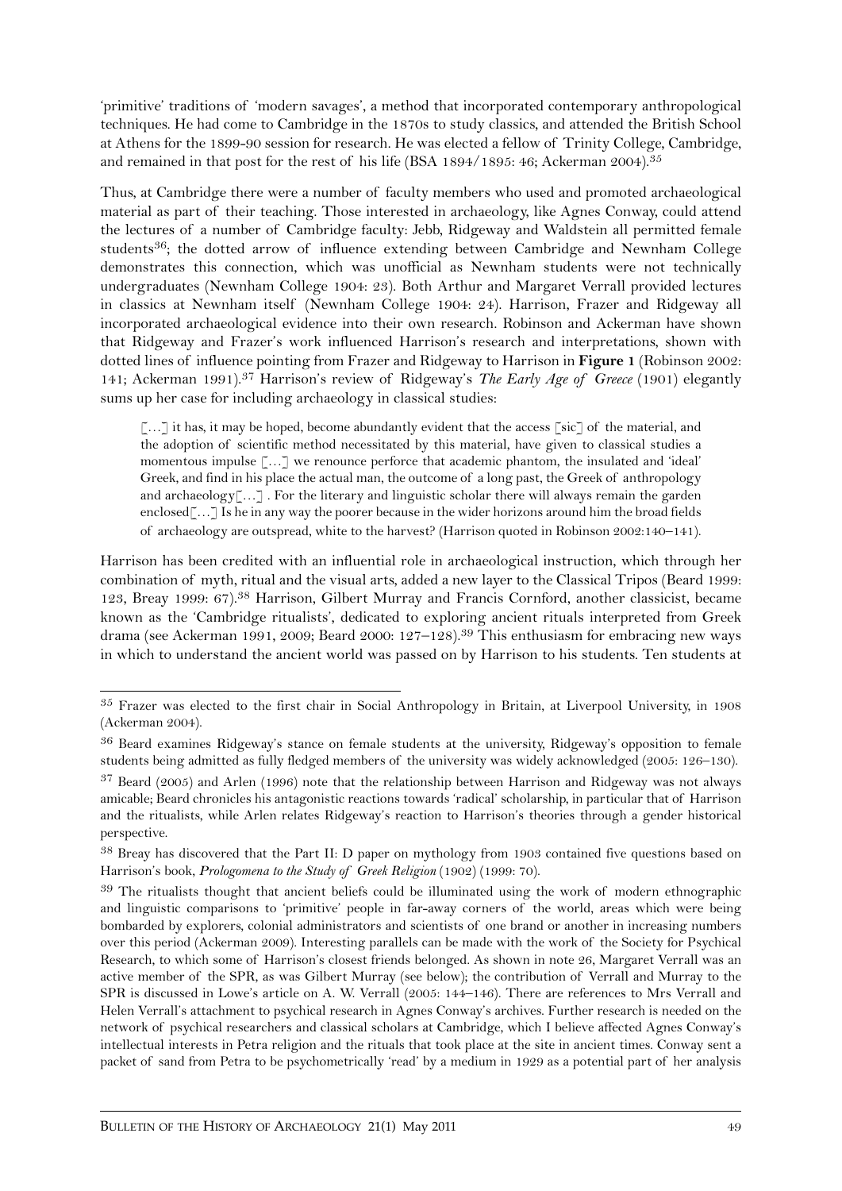'primitive' traditions of 'modern savages', a method that incorporated contemporary anthropological techniques. He had come to Cambridge in the 1870s to study classics, and attended the British School at Athens for the 1899-90 session for research. He was elected a fellow of Trinity College, Cambridge, and remained in that post for the rest of his life (BSA 1894/1895: 46; Ackerman 2004).[35]

Thus, at Cambridge there were a number of faculty members who used and promoted archaeological material as part of their teaching. Those interested in archaeology, like Agnes Conway, could attend the lectures of a number of Cambridge faculty: Jebb, Ridgeway and Waldstein all permitted female students[36]; the dotted arrow of influence extending between Cambridge and Newnham College demonstrates this connection, which was unofficial as Newnham students were not technically undergraduates (Newnham College 1904: 23). Both Arthur and Margaret Verrall provided lectures in classics at Newnham itself (Newnham College 1904: 24). Harrison, Frazer and Ridgeway all incorporated archaeological evidence into their own research. Robinson and Ackerman have shown that Ridgeway and Frazer's work influenced Harrison's research and interpretations, shown with dotted lines of influence pointing from Frazer and Ridgeway to Harrison in **Figure 1** (Robinson 2002: 141; Ackerman 1991).[37] Harrison's review of Ridgeway's *The Early Age of Greece* (1901) elegantly sums up her case for including archaeology in classical studies:

> […] it has, it may be hoped, become abundantly evident that the access [sic] of the material, and the adoption of scientific method necessitated by this material, have given to classical studies a momentous impulse […] we renounce perforce that academic phantom, the insulated and 'ideal' Greek, and find in his place the actual man, the outcome of a long past, the Greek of anthropology and archaeology[…] . For the literary and linguistic scholar there will always remain the garden enclosed[…] Is he in any way the poorer because in the wider horizons around him the broad fields of archaeology are outspread, white to the harvest? (Harrison quoted in Robinson 2002:140–141).

Harrison has been credited with an influential role in archaeological instruction, which through her combination of myth, ritual and the visual arts, added a new layer to the Classical Tripos (Beard 1999: 123, Breay 1999: 67).[38] Harrison, Gilbert Murray and Francis Cornford, another classicist, became known as the 'Cambridge ritualists', dedicated to exploring ancient rituals interpreted from Greek drama (see Ackerman 1991, 2009; Beard 2000: 127–128).[39] This enthusiasm for embracing new ways in which to understand the ancient world was passed on by Harrison to his students. Ten students at

---

[35] Frazer was elected to the first chair in Social Anthropology in Britain, at Liverpool University, in 1908 (Ackerman 2004).

[36] Beard examines Ridgeway's stance on female students at the university, Ridgeway's opposition to female students being admitted as fully fledged members of the university was widely acknowledged (2005: 126–130).

[37] Beard (2005) and Arlen (1996) note that the relationship between Harrison and Ridgeway was not always amicable; Beard chronicles his antagonistic reactions towards 'radical' scholarship, in particular that of Harrison and the ritualists, while Arlen relates Ridgeway's reaction to Harrison's theories through a gender historical perspective.

[38] Breay has discovered that the Part II: D paper on mythology from 1903 contained five questions based on Harrison's book, *Prologomena to the Study of Greek Religion* (1902) (1999: 70).

[39] The ritualists thought that ancient beliefs could be illuminated using the work of modern ethnographic and linguistic comparisons to 'primitive' people in far-away corners of the world, areas which were being bombarded by explorers, colonial administrators and scientists of one brand or another in increasing numbers over this period (Ackerman 2009). Interesting parallels can be made with the work of the Society for Psychical Research, to which some of Harrison's closest friends belonged. As shown in note 26, Margaret Verrall was an active member of the SPR, as was Gilbert Murray (see below); the contribution of Verrall and Murray to the SPR is discussed in Lowe's article on A. W. Verrall (2005: 144–146). There are references to Mrs Verrall and Helen Verrall's attachment to psychical research in Agnes Conway's archives. Further research is needed on the network of psychical researchers and classical scholars at Cambridge, which I believe affected Agnes Conway's intellectual interests in Petra religion and the rituals that took place at the site in ancient times. Conway sent a packet of sand from Petra to be psychometrically 'read' by a medium in 1929 as a potential part of her analysis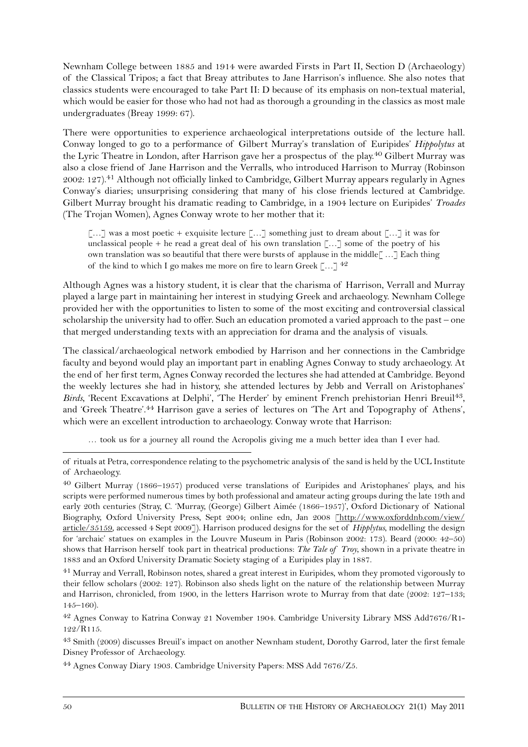Newnham College between 1885 and 1914 were awarded Firsts in Part II, Section D (Archaeology) of the Classical Tripos; a fact that Breay attributes to Jane Harrison's influence. She also notes that classics students were encouraged to take Part II: D because of its emphasis on non-textual material, which would be easier for those who had not had as thorough a grounding in the classics as most male undergraduates (Breay 1999: 67).

There were opportunities to experience archaeological interpretations outside of the lecture hall. Conway longed to go to a performance of Gilbert Murray's translation of Euripides' *Hippolytus* at the Lyric Theatre in London, after Harrison gave her a prospectus of the play.[40] Gilbert Murray was also a close friend of Jane Harrison and the Verralls, who introduced Harrison to Murray (Robinson 2002: 127).[41] Although not officially linked to Cambridge, Gilbert Murray appears regularly in Agnes Conway's diaries; unsurprising considering that many of his close friends lectured at Cambridge. Gilbert Murray brought his dramatic reading to Cambridge, in a 1904 lecture on Euripides' *Troades* (The Trojan Women), Agnes Conway wrote to her mother that it:

> […] was a most poetic + exquisite lecture […] something just to dream about […] it was for unclassical people + he read a great deal of his own translation […] some of the poetry of his own translation was so beautiful that there were bursts of applause in the middle[ …] Each thing of the kind to which I go makes me more on fire to learn Greek […] [42]

Although Agnes was a history student, it is clear that the charisma of Harrison, Verrall and Murray played a large part in maintaining her interest in studying Greek and archaeology. Newnham College provided her with the opportunities to listen to some of the most exciting and controversial classical scholarship the university had to offer. Such an education promoted a varied approach to the past – one that merged understanding texts with an appreciation for drama and the analysis of visuals.

The classical/archaeological network embodied by Harrison and her connections in the Cambridge faculty and beyond would play an important part in enabling Agnes Conway to study archaeology. At the end of her first term, Agnes Conway recorded the lectures she had attended at Cambridge. Beyond the weekly lectures she had in history, she attended lectures by Jebb and Verrall on Aristophanes' *Birds*, 'Recent Excavations at Delphi', 'The Herder' by eminent French prehistorian Henri Breuil[43], and 'Greek Theatre'.[44] Harrison gave a series of lectures on 'The Art and Topography of Athens', which were an excellent introduction to archaeology. Conway wrote that Harrison:

> … took us for a journey all round the Acropolis giving me a much better idea than I ever had.

---

of rituals at Petra, correspondence relating to the psychometric analysis of the sand is held by the UCL Institute of Archaeology.

[40] Gilbert Murray (1866–1957) produced verse translations of Euripides and Aristophanes' plays, and his scripts were performed numerous times by both professional and amateur acting groups during the late 19th and early 20th centuries (Stray, C. 'Murray, (George) Gilbert Aimée (1866–1957)', Oxford Dictionary of National Biography, Oxford University Press, Sept 2004; online edn, Jan 2008 [http://www.oxforddnb.com/view/article/35159, accessed 4 Sept 2009]). Harrison produced designs for the set of *Hipplytus*, modelling the design for 'archaic' statues on examples in the Louvre Museum in Paris (Robinson 2002: 173). Beard (2000: 42–50) shows that Harrison herself took part in theatrical productions: *The Tale of Troy*, shown in a private theatre in 1883 and an Oxford University Dramatic Society staging of a Euripides play in 1887.

[41] Murray and Verrall, Robinson notes, shared a great interest in Euripides, whom they promoted vigorously to their fellow scholars (2002: 127). Robinson also sheds light on the nature of the relationship between Murray and Harrison, chronicled, from 1900, in the letters Harrison wrote to Murray from that date (2002: 127–133; 145–160).

[42] Agnes Conway to Katrina Conway 21 November 1904. Cambridge University Library MSS Add7676/R1-122/R115.

[43] Smith (2009) discusses Breuil's impact on another Newnham student, Dorothy Garrod, later the first female Disney Professor of Archaeology.

[44] Agnes Conway Diary 1903. Cambridge University Papers: MSS Add 7676/Z5.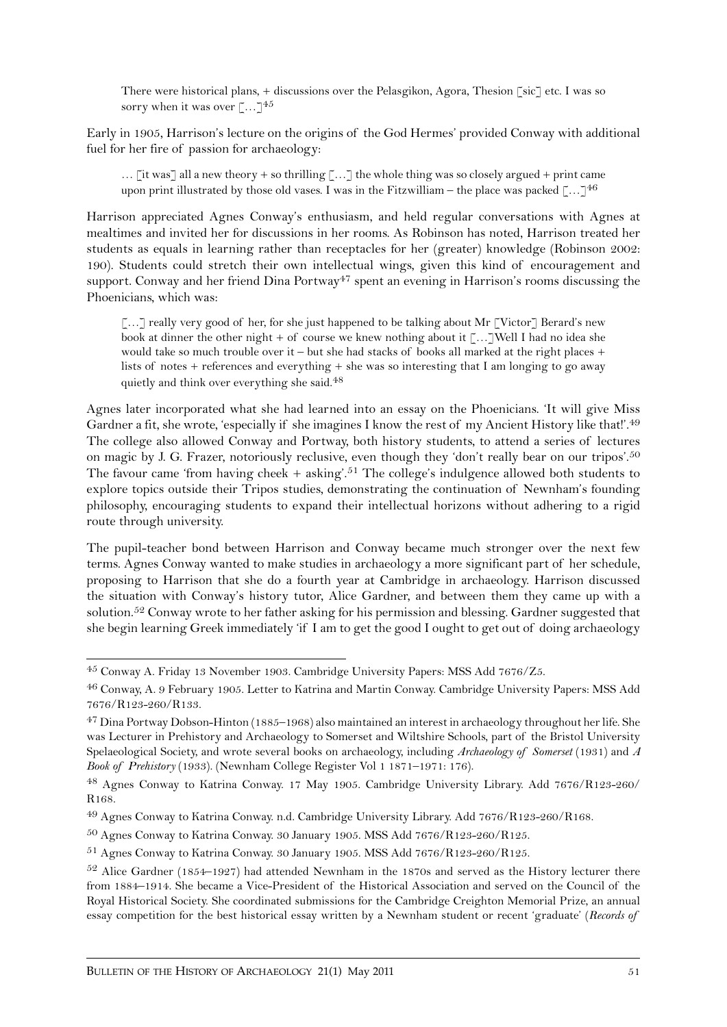> There were historical plans, + discussions over the Pelasgikon, Agora, Thesion [sic] etc. I was so sorry when it was over […][45]

Early in 1905, Harrison's lecture on the origins of the God Hermes' provided Conway with additional fuel for her fire of passion for archaeology:

> … [it was] all a new theory + so thrilling […] the whole thing was so closely argued + print came upon print illustrated by those old vases. I was in the Fitzwilliam – the place was packed […][46]

Harrison appreciated Agnes Conway's enthusiasm, and held regular conversations with Agnes at mealtimes and invited her for discussions in her rooms. As Robinson has noted, Harrison treated her students as equals in learning rather than receptacles for her (greater) knowledge (Robinson 2002: 190). Students could stretch their own intellectual wings, given this kind of encouragement and support. Conway and her friend Dina Portway[47] spent an evening in Harrison's rooms discussing the Phoenicians, which was:

> […] really very good of her, for she just happened to be talking about Mr [Victor] Berard's new book at dinner the other night + of course we knew nothing about it […]Well I had no idea she would take so much trouble over it – but she had stacks of books all marked at the right places + lists of notes + references and everything + she was so interesting that I am longing to go away quietly and think over everything she said.[48]

Agnes later incorporated what she had learned into an essay on the Phoenicians. 'It will give Miss Gardner a fit, she wrote, 'especially if she imagines I know the rest of my Ancient History like that!'.[49] The college also allowed Conway and Portway, both history students, to attend a series of lectures on magic by J. G. Frazer, notoriously reclusive, even though they 'don't really bear on our tripos'.[50] The favour came 'from having cheek + asking'.[51] The college's indulgence allowed both students to explore topics outside their Tripos studies, demonstrating the continuation of Newnham's founding philosophy, encouraging students to expand their intellectual horizons without adhering to a rigid route through university.

The pupil-teacher bond between Harrison and Conway became much stronger over the next few terms. Agnes Conway wanted to make studies in archaeology a more significant part of her schedule, proposing to Harrison that she do a fourth year at Cambridge in archaeology. Harrison discussed the situation with Conway's history tutor, Alice Gardner, and between them they came up with a solution.[52] Conway wrote to her father asking for his permission and blessing. Gardner suggested that she begin learning Greek immediately 'if I am to get the good I ought to get out of doing archaeology

---

[45] Conway A. Friday 13 November 1903. Cambridge University Papers: MSS Add 7676/Z5.

[46] Conway, A. 9 February 1905. Letter to Katrina and Martin Conway. Cambridge University Papers: MSS Add 7676/R123-260/R133.

[47] Dina Portway Dobson-Hinton (1885–1968) also maintained an interest in archaeology throughout her life. She was Lecturer in Prehistory and Archaeology to Somerset and Wiltshire Schools, part of the Bristol University Spelaeological Society, and wrote several books on archaeology, including *Archaeology of Somerset* (1931) and *A Book of Prehistory* (1933). (Newnham College Register Vol 1 1871–1971: 176).

[48] Agnes Conway to Katrina Conway. 17 May 1905. Cambridge University Library. Add 7676/R123-260/R168.

[49] Agnes Conway to Katrina Conway. n.d. Cambridge University Library. Add 7676/R123-260/R168.

[50] Agnes Conway to Katrina Conway. 30 January 1905. MSS Add 7676/R123-260/R125.

[51] Agnes Conway to Katrina Conway. 30 January 1905. MSS Add 7676/R123-260/R125.

[52] Alice Gardner (1854–1927) had attended Newnham in the 1870s and served as the History lecturer there from 1884–1914. She became a Vice-President of the Historical Association and served on the Council of the Royal Historical Society. She coordinated submissions for the Cambridge Creighton Memorial Prize, an annual essay competition for the best historical essay written by a Newnham student or recent 'graduate' (*Records of*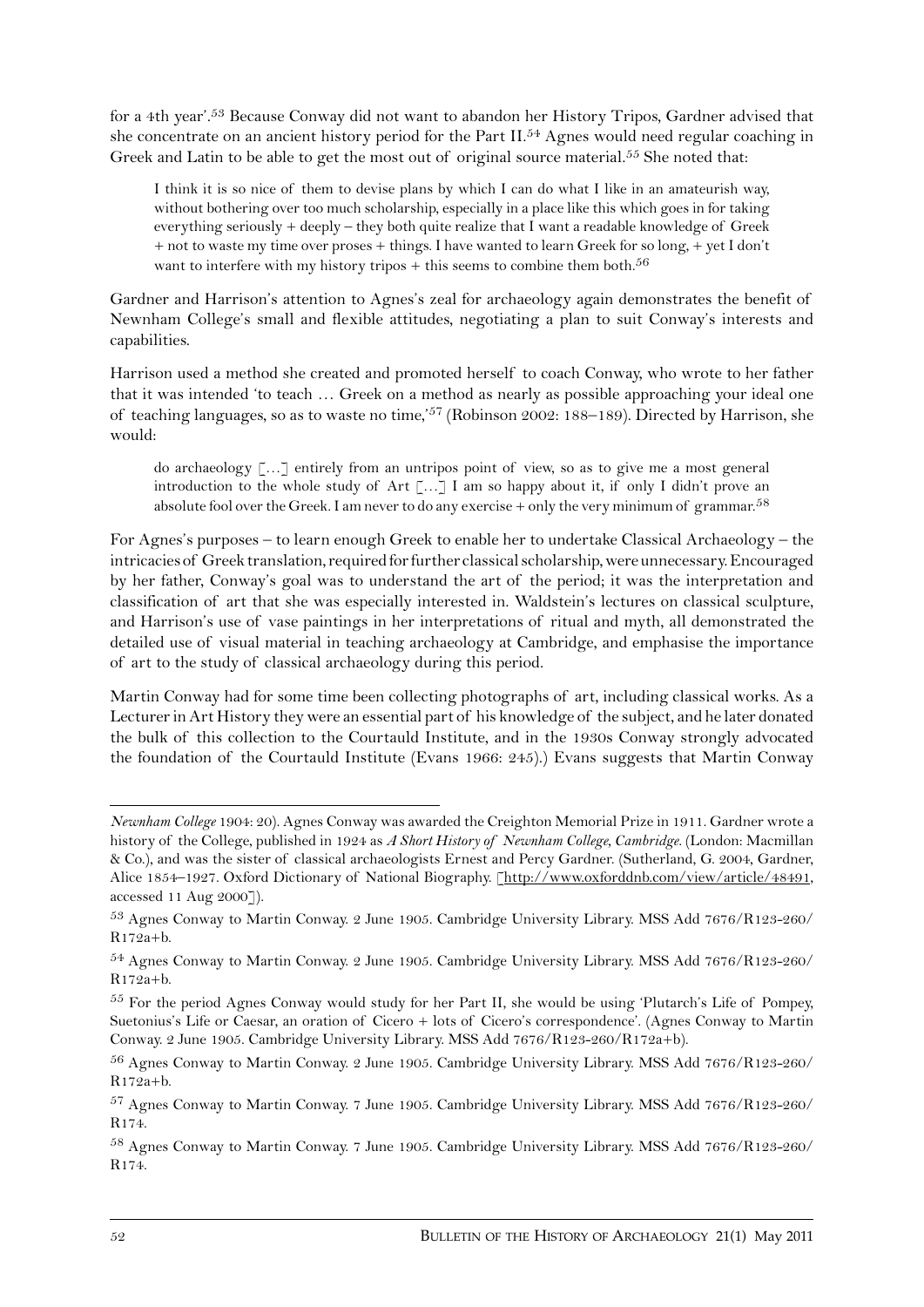for a 4th year'.[53] Because Conway did not want to abandon her History Tripos, Gardner advised that she concentrate on an ancient history period for the Part II.[54] Agnes would need regular coaching in Greek and Latin to be able to get the most out of original source material.[55] She noted that:

> I think it is so nice of them to devise plans by which I can do what I like in an amateurish way, without bothering over too much scholarship, especially in a place like this which goes in for taking everything seriously + deeply – they both quite realize that I want a readable knowledge of Greek + not to waste my time over proses + things. I have wanted to learn Greek for so long, + yet I don't want to interfere with my history tripos + this seems to combine them both.[56]

Gardner and Harrison's attention to Agnes's zeal for archaeology again demonstrates the benefit of Newnham College's small and flexible attitudes, negotiating a plan to suit Conway's interests and capabilities.

Harrison used a method she created and promoted herself to coach Conway, who wrote to her father that it was intended 'to teach … Greek on a method as nearly as possible approaching your ideal one of teaching languages, so as to waste no time,'[57] (Robinson 2002: 188–189). Directed by Harrison, she would:

> do archaeology […] entirely from an untripos point of view, so as to give me a most general introduction to the whole study of Art […] I am so happy about it, if only I didn't prove an absolute fool over the Greek. I am never to do any exercise + only the very minimum of grammar.[58]

For Agnes's purposes – to learn enough Greek to enable her to undertake Classical Archaeology – the intricacies of Greek translation, required for further classical scholarship, were unnecessary. Encouraged by her father, Conway's goal was to understand the art of the period; it was the interpretation and classification of art that she was especially interested in. Waldstein's lectures on classical sculpture, and Harrison's use of vase paintings in her interpretations of ritual and myth, all demonstrated the detailed use of visual material in teaching archaeology at Cambridge, and emphasise the importance of art to the study of classical archaeology during this period.

Martin Conway had for some time been collecting photographs of art, including classical works. As a Lecturer in Art History they were an essential part of his knowledge of the subject, and he later donated the bulk of this collection to the Courtauld Institute, and in the 1930s Conway strongly advocated the foundation of the Courtauld Institute (Evans 1966: 245).) Evans suggests that Martin Conway

---

*Newnham College* 1904: 20). Agnes Conway was awarded the Creighton Memorial Prize in 1911. Gardner wrote a history of the College, published in 1924 as *A Short History of Newnham College, Cambridge*. (London: Macmillan & Co.), and was the sister of classical archaeologists Ernest and Percy Gardner. (Sutherland, G. 2004, Gardner, Alice 1854–1927. Oxford Dictionary of National Biography. [http://www.oxforddnb.com/view/article/48491, accessed 11 Aug 2000]).

[53] Agnes Conway to Martin Conway. 2 June 1905. Cambridge University Library. MSS Add 7676/R123-260/R172a+b.

[54] Agnes Conway to Martin Conway. 2 June 1905. Cambridge University Library. MSS Add 7676/R123-260/R172a+b.

[55] For the period Agnes Conway would study for her Part II, she would be using 'Plutarch's Life of Pompey, Suetonius's Life or Caesar, an oration of Cicero + lots of Cicero's correspondence'. (Agnes Conway to Martin Conway. 2 June 1905. Cambridge University Library. MSS Add 7676/R123-260/R172a+b).

[56] Agnes Conway to Martin Conway. 2 June 1905. Cambridge University Library. MSS Add 7676/R123-260/R172a+b.

[57] Agnes Conway to Martin Conway. 7 June 1905. Cambridge University Library. MSS Add 7676/R123-260/R174.

[58] Agnes Conway to Martin Conway. 7 June 1905. Cambridge University Library. MSS Add 7676/R123-260/R174.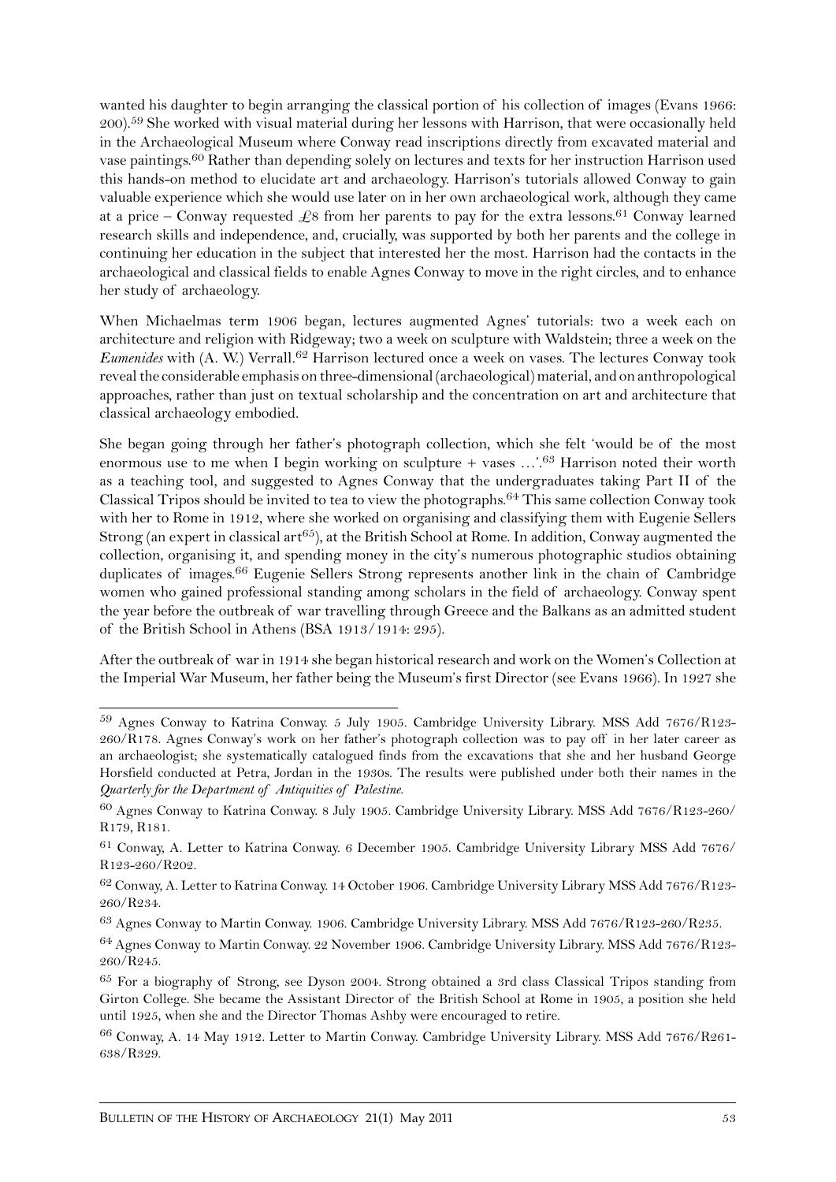wanted his daughter to begin arranging the classical portion of his collection of images (Evans 1966: 200).[59] She worked with visual material during her lessons with Harrison, that were occasionally held in the Archaeological Museum where Conway read inscriptions directly from excavated material and vase paintings.[60] Rather than depending solely on lectures and texts for her instruction Harrison used this hands-on method to elucidate art and archaeology. Harrison's tutorials allowed Conway to gain valuable experience which she would use later on in her own archaeological work, although they came at a price – Conway requested £8 from her parents to pay for the extra lessons.[61] Conway learned research skills and independence, and, crucially, was supported by both her parents and the college in continuing her education in the subject that interested her the most. Harrison had the contacts in the archaeological and classical fields to enable Agnes Conway to move in the right circles, and to enhance her study of archaeology.

When Michaelmas term 1906 began, lectures augmented Agnes' tutorials: two a week each on architecture and religion with Ridgeway; two a week on sculpture with Waldstein; three a week on the *Eumenides* with (A. W.) Verrall.[62] Harrison lectured once a week on vases. The lectures Conway took reveal the considerable emphasis on three-dimensional (archaeological) material, and on anthropological approaches, rather than just on textual scholarship and the concentration on art and architecture that classical archaeology embodied.

She began going through her father's photograph collection, which she felt 'would be of the most enormous use to me when I begin working on sculpture + vases …'.[63] Harrison noted their worth as a teaching tool, and suggested to Agnes Conway that the undergraduates taking Part II of the Classical Tripos should be invited to tea to view the photographs.[64] This same collection Conway took with her to Rome in 1912, where she worked on organising and classifying them with Eugenie Sellers Strong (an expert in classical art[65]), at the British School at Rome. In addition, Conway augmented the collection, organising it, and spending money in the city's numerous photographic studios obtaining duplicates of images.[66] Eugenie Sellers Strong represents another link in the chain of Cambridge women who gained professional standing among scholars in the field of archaeology. Conway spent the year before the outbreak of war travelling through Greece and the Balkans as an admitted student of the British School in Athens (BSA 1913/1914: 295).

After the outbreak of war in 1914 she began historical research and work on the Women's Collection at the Imperial War Museum, her father being the Museum's first Director (see Evans 1966). In 1927 she

---

[59] Agnes Conway to Katrina Conway. 5 July 1905. Cambridge University Library. MSS Add 7676/R123-260/R178. Agnes Conway's work on her father's photograph collection was to pay off in her later career as an archaeologist; she systematically catalogued finds from the excavations that she and her husband George Horsfield conducted at Petra, Jordan in the 1930s. The results were published under both their names in the *Quarterly for the Department of Antiquities of Palestine*.

[60] Agnes Conway to Katrina Conway. 8 July 1905. Cambridge University Library. MSS Add 7676/R123-260/R179, R181.

[61] Conway, A. Letter to Katrina Conway. 6 December 1905. Cambridge University Library MSS Add 7676/R123-260/R202.

[62] Conway, A. Letter to Katrina Conway. 14 October 1906. Cambridge University Library MSS Add 7676/R123-260/R234.

[63] Agnes Conway to Martin Conway. 1906. Cambridge University Library. MSS Add 7676/R123-260/R235.

[64] Agnes Conway to Martin Conway. 22 November 1906. Cambridge University Library. MSS Add 7676/R123-260/R245.

[65] For a biography of Strong, see Dyson 2004. Strong obtained a 3rd class Classical Tripos standing from Girton College. She became the Assistant Director of the British School at Rome in 1905, a position she held until 1925, when she and the Director Thomas Ashby were encouraged to retire.

[66] Conway, A. 14 May 1912. Letter to Martin Conway. Cambridge University Library. MSS Add 7676/R261-638/R329.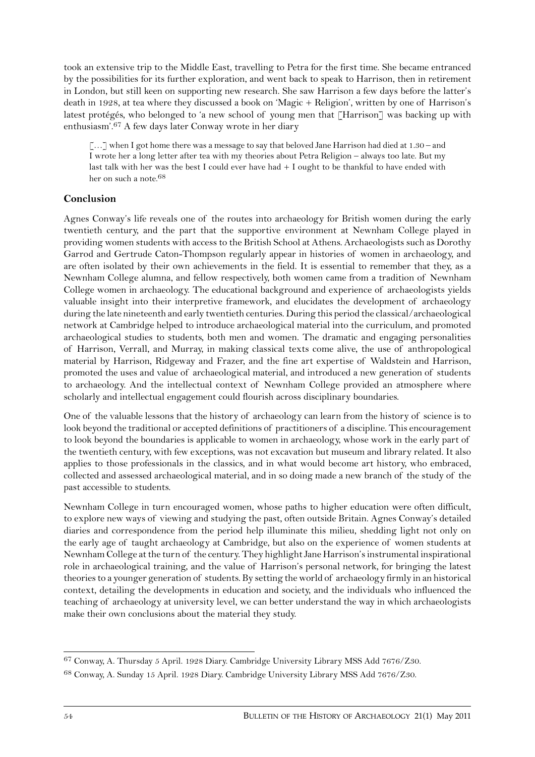took an extensive trip to the Middle East, travelling to Petra for the first time. She became entranced by the possibilities for its further exploration, and went back to speak to Harrison, then in retirement in London, but still keen on supporting new research. She saw Harrison a few days before the latter's death in 1928, at tea where they discussed a book on 'Magic + Religion', written by one of Harrison's latest protégés, who belonged to 'a new school of young men that [Harrison] was backing up with enthusiasm'.[67] A few days later Conway wrote in her diary

> [...] when I got home there was a message to say that beloved Jane Harrison had died at 1.30 – and I wrote her a long letter after tea with my theories about Petra Religion – always too late. But my last talk with her was the best I could ever have had + I ought to be thankful to have ended with her on such a note.[68]

## Conclusion

Agnes Conway's life reveals one of the routes into archaeology for British women during the early twentieth century, and the part that the supportive environment at Newnham College played in providing women students with access to the British School at Athens. Archaeologists such as Dorothy Garrod and Gertrude Caton-Thompson regularly appear in histories of women in archaeology, and are often isolated by their own achievements in the field. It is essential to remember that they, as a Newnham College alumna, and fellow respectively, both women came from a tradition of Newnham College women in archaeology. The educational background and experience of archaeologists yields valuable insight into their interpretive framework, and elucidates the development of archaeology during the late nineteenth and early twentieth centuries. During this period the classical/archaeological network at Cambridge helped to introduce archaeological material into the curriculum, and promoted archaeological studies to students, both men and women. The dramatic and engaging personalities of Harrison, Verrall, and Murray, in making classical texts come alive, the use of anthropological material by Harrison, Ridgeway and Frazer, and the fine art expertise of Waldstein and Harrison, promoted the uses and value of archaeological material, and introduced a new generation of students to archaeology. And the intellectual context of Newnham College provided an atmosphere where scholarly and intellectual engagement could flourish across disciplinary boundaries.

One of the valuable lessons that the history of archaeology can learn from the history of science is to look beyond the traditional or accepted definitions of practitioners of a discipline. This encouragement to look beyond the boundaries is applicable to women in archaeology, whose work in the early part of the twentieth century, with few exceptions, was not excavation but museum and library related. It also applies to those professionals in the classics, and in what would become art history, who embraced, collected and assessed archaeological material, and in so doing made a new branch of the study of the past accessible to students.

Newnham College in turn encouraged women, whose paths to higher education were often difficult, to explore new ways of viewing and studying the past, often outside Britain. Agnes Conway's detailed diaries and correspondence from the period help illuminate this milieu, shedding light not only on the early age of taught archaeology at Cambridge, but also on the experience of women students at Newnham College at the turn of the century. They highlight Jane Harrison's instrumental inspirational role in archaeological training, and the value of Harrison's personal network, for bringing the latest theories to a younger generation of students. By setting the world of archaeology firmly in an historical context, detailing the developments in education and society, and the individuals who influenced the teaching of archaeology at university level, we can better understand the way in which archaeologists make their own conclusions about the material they study.

---

[67] Conway, A. Thursday 5 April. 1928 Diary. Cambridge University Library MSS Add 7676/Z30.

[68] Conway, A. Sunday 15 April. 1928 Diary. Cambridge University Library MSS Add 7676/Z30.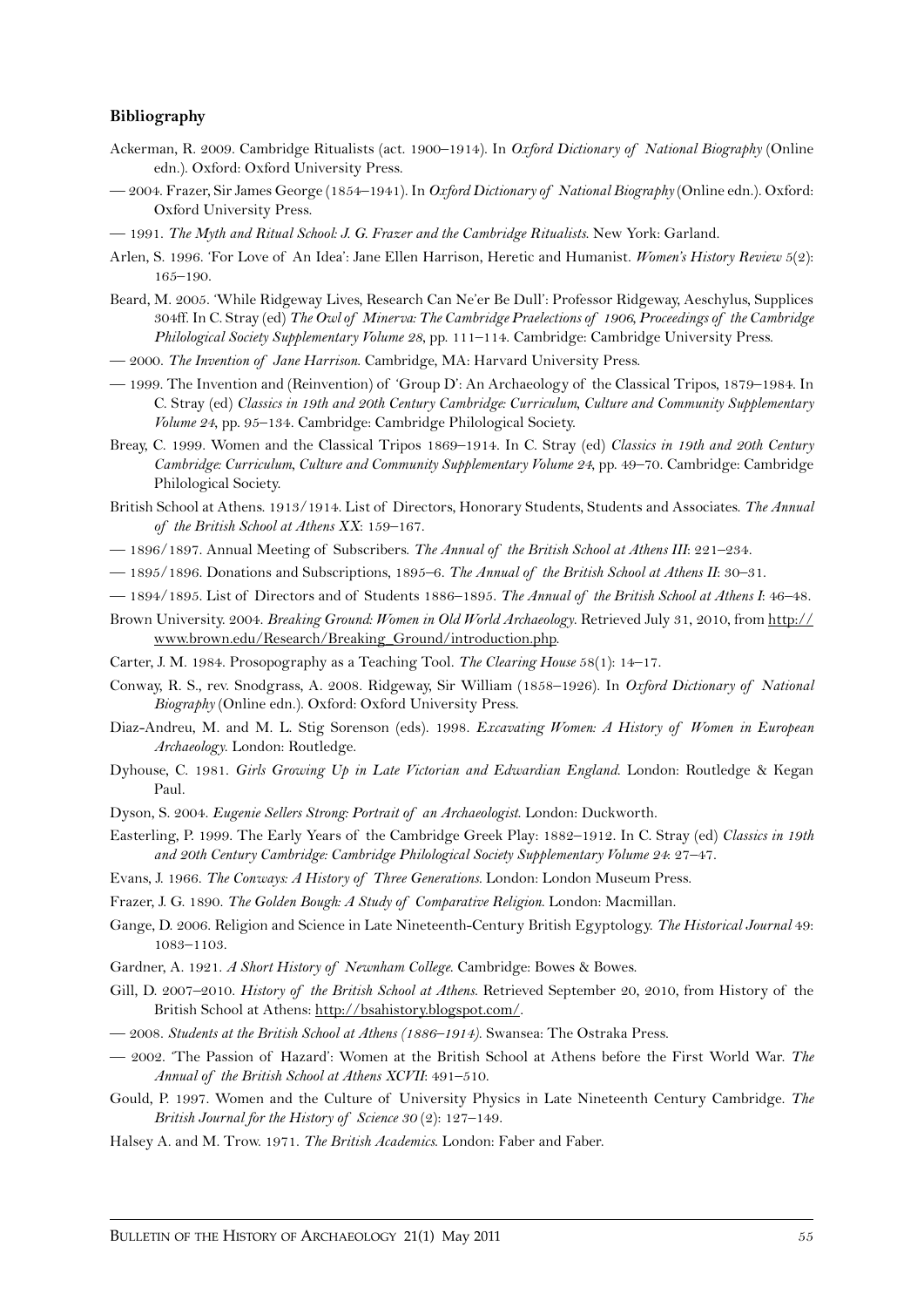## Bibliography

Ackerman, R. 2009. Cambridge Ritualists (act. 1900–1914). In *Oxford Dictionary of National Biography* (Online edn.). Oxford: Oxford University Press.

— 2004. Frazer, Sir James George (1854–1941). In *Oxford Dictionary of National Biography* (Online edn.). Oxford: Oxford University Press.

— 1991. *The Myth and Ritual School: J. G. Frazer and the Cambridge Ritualists*. New York: Garland.

Arlen, S. 1996. 'For Love of An Idea': Jane Ellen Harrison, Heretic and Humanist. *Women's History Review* 5(2): 165–190.

Beard, M. 2005. 'While Ridgeway Lives, Research Can Ne'er Be Dull': Professor Ridgeway, Aeschylus, Supplices 304ff. In C. Stray (ed) *The Owl of Minerva: The Cambridge Praelections of 1906, Proceedings of the Cambridge Philological Society Supplementary Volume 28*, pp. 111–114. Cambridge: Cambridge University Press.

— 2000. *The Invention of Jane Harrison*. Cambridge, MA: Harvard University Press.

— 1999. The Invention and (Reinvention) of 'Group D': An Archaeology of the Classical Tripos, 1879–1984. In C. Stray (ed) *Classics in 19th and 20th Century Cambridge: Curriculum, Culture and Community Supplementary Volume 24*, pp. 95–134. Cambridge: Cambridge Philological Society.

Breay, C. 1999. Women and the Classical Tripos 1869–1914. In C. Stray (ed) *Classics in 19th and 20th Century Cambridge: Curriculum, Culture and Community Supplementary Volume 24*, pp. 49–70. Cambridge: Cambridge Philological Society.

British School at Athens. 1913/1914. List of Directors, Honorary Students, Students and Associates. *The Annual of the British School at Athens XX*: 159–167.

— 1896/1897. Annual Meeting of Subscribers. *The Annual of the British School at Athens III*: 221–234.

— 1895/1896. Donations and Subscriptions, 1895–6. *The Annual of the British School at Athens II*: 30–31.

— 1894/1895. List of Directors and of Students 1886–1895. *The Annual of the British School at Athens I*: 46–48.

Brown University. 2004. *Breaking Ground: Women in Old World Archaeology*. Retrieved July 31, 2010, from http://www.brown.edu/Research/Breaking_Ground/introduction.php.

Carter, J. M. 1984. Prosopography as a Teaching Tool. *The Clearing House* 58(1): 14–17.

Conway, R. S., rev. Snodgrass, A. 2008. Ridgeway, Sir William (1858–1926). In *Oxford Dictionary of National Biography* (Online edn.). Oxford: Oxford University Press.

Diaz-Andreu, M. and M. L. Stig Sorenson (eds). 1998. *Excavating Women: A History of Women in European Archaeology*. London: Routledge.

Dyhouse, C. 1981. *Girls Growing Up in Late Victorian and Edwardian England*. London: Routledge & Kegan Paul.

Dyson, S. 2004. *Eugenie Sellers Strong: Portrait of an Archaeologist*. London: Duckworth.

Easterling, P. 1999. The Early Years of the Cambridge Greek Play: 1882–1912. In C. Stray (ed) *Classics in 19th and 20th Century Cambridge: Cambridge Philological Society Supplementary Volume 24*: 27–47.

Evans, J. 1966. *The Conways: A History of Three Generations*. London: London Museum Press.

Frazer, J. G. 1890. *The Golden Bough: A Study of Comparative Religion*. London: Macmillan.

Gange, D. 2006. Religion and Science in Late Nineteenth-Century British Egyptology. *The Historical Journal* 49: 1083–1103.

Gardner, A. 1921. *A Short History of Newnham College*. Cambridge: Bowes & Bowes.

Gill, D. 2007–2010. *History of the British School at Athens*. Retrieved September 20, 2010, from History of the British School at Athens: http://bsahistory.blogspot.com/.

— 2008. *Students at the British School at Athens (1886–1914)*. Swansea: The Ostraka Press.

— 2002. 'The Passion of Hazard': Women at the British School at Athens before the First World War. *The Annual of the British School at Athens XCVII*: 491–510.

Gould, P. 1997. Women and the Culture of University Physics in Late Nineteenth Century Cambridge. *The British Journal for the History of Science 30* (2): 127–149.

Halsey A. and M. Trow. 1971. *The British Academics*. London: Faber and Faber.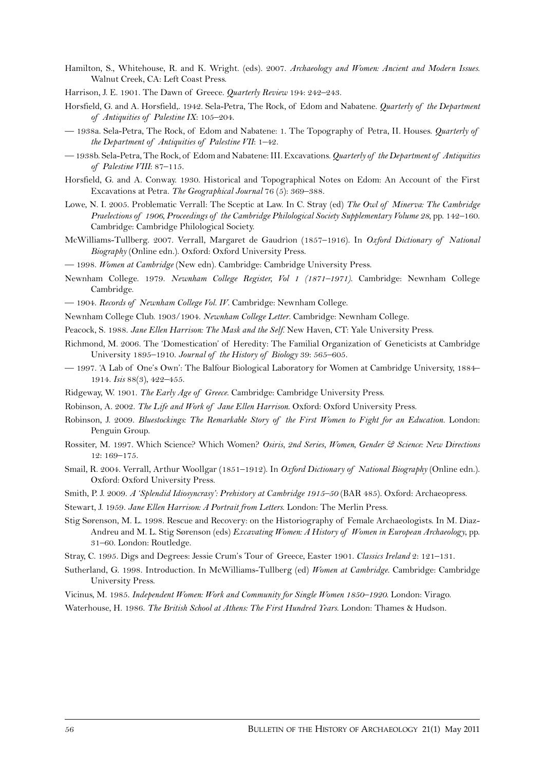Hamilton, S., Whitehouse, R. and K. Wright. (eds). 2007. *Archaeology and Women: Ancient and Modern Issues*. Walnut Creek, CA: Left Coast Press.

Harrison, J. E. 1901. The Dawn of Greece. *Quarterly Review* 194: 242–243.

Horsfield, G. and A. Horsfield,. 1942. Sela-Petra, The Rock, of Edom and Nabatene. *Quarterly of the Department of Antiquities of Palestine IX*: 105–204.

— 1938a. Sela-Petra, The Rock, of Edom and Nabatene: 1. The Topography of Petra, II. Houses. *Quarterly of the Department of Antiquities of Palestine VII*: 1–42.

— 1938b. Sela-Petra, The Rock, of Edom and Nabatene: III. Excavations. *Quarterly of the Department of Antiquities of Palestine VIII*: 87–115.

Horsfield, G. and A. Conway. 1930. Historical and Topographical Notes on Edom: An Account of the First Excavations at Petra. *The Geographical Journal* 76 (5): 369–388.

Lowe, N. I. 2005. Problematic Verrall: The Sceptic at Law. In C. Stray (ed) *The Owl of Minerva: The Cambridge Praelections of 1906, Proceedings of the Cambridge Philological Society Supplementary Volume 28*, pp. 142–160. Cambridge: Cambridge Philological Society.

McWilliams-Tullberg. 2007. Verrall, Margaret de Gaudrion (1857–1916). In *Oxford Dictionary of National Biography* (Online edn.). Oxford: Oxford University Press.

— 1998. *Women at Cambridge* (New edn). Cambridge: Cambridge University Press.

Newnham College. 1979. *Newnham College Register, Vol 1 (1871–1971)*. Cambridge: Newnham College Cambridge.

— 1904. *Records of Newnham College Vol. IV*. Cambridge: Newnham College.

Newnham College Club. 1903/1904. *Newnham College Letter*. Cambridge: Newnham College.

Peacock, S. 1988. *Jane Ellen Harrison: The Mask and the Self*. New Haven, CT: Yale University Press.

Richmond, M. 2006. The 'Domestication' of Heredity: The Familial Organization of Geneticists at Cambridge University 1895–1910. *Journal of the History of Biology* 39: 565–605.

— 1997. 'A Lab of One's Own': The Balfour Biological Laboratory for Women at Cambridge University, 1884–1914. *Isis* 88(3), 422–455.

Ridgeway, W. 1901. *The Early Age of Greece*. Cambridge: Cambridge University Press.

Robinson, A. 2002. *The Life and Work of Jane Ellen Harrison*. Oxford: Oxford University Press.

Robinson, J. 2009. *Bluestockings: The Remarkable Story of the First Women to Fight for an Education*. London: Penguin Group.

Rossiter, M. 1997. Which Science? Which Women? *Osiris, 2nd Series, Women, Gender & Science: New Directions* 12: 169–175.

Smail, R. 2004. Verrall, Arthur Woollgar (1851–1912). In *Oxford Dictionary of National Biography* (Online edn.). Oxford: Oxford University Press.

Smith, P. J. 2009. *A 'Splendid Idiosyncrasy': Prehistory at Cambridge 1915–50* (BAR 485). Oxford: Archaeopress.

Stewart, J. 1959. *Jane Ellen Harrison: A Portrait from Letters*. London: The Merlin Press.

Stig Sørenson, M. L. 1998. Rescue and Recovery: on the Historiography of Female Archaeologists. In M. Diaz-Andreu and M. L. Stig Sørenson (eds) *Excavating Women: A History of Women in European Archaeology*, pp. 31–60. London: Routledge.

Stray, C. 1995. Digs and Degrees: Jessie Crum's Tour of Greece, Easter 1901. *Classics Ireland* 2: 121–131.

Sutherland, G. 1998. Introduction. In McWilliams-Tullberg (ed) *Women at Cambridge*. Cambridge: Cambridge University Press.

Vicinus, M. 1985. *Independent Women: Work and Community for Single Women 1850–1920*. London: Virago.

Waterhouse, H. 1986. *The British School at Athens: The First Hundred Years*. London: Thames & Hudson.